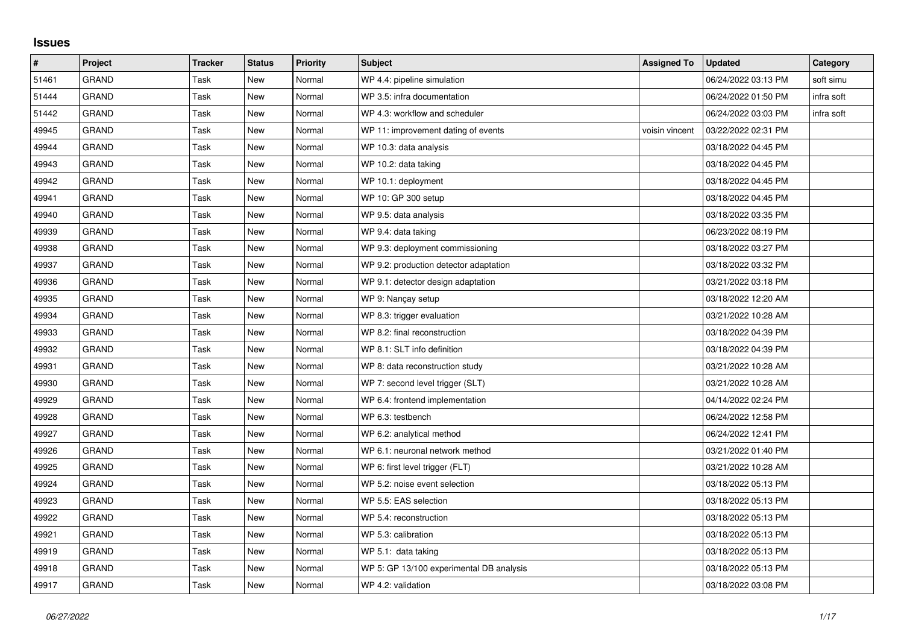# Issues

| # | Project | Tracker | Status | Priority | Subject | Assigned To | Updated | Category |
|---|---|---|---|---|---|---|---|---|
| 51461 | GRAND | Task | New | Normal | WP 4.4: pipeline simulation | | 06/24/2022 03:13 PM | soft simu |
| 51444 | GRAND | Task | New | Normal | WP 3.5: infra documentation | | 06/24/2022 01:50 PM | infra soft |
| 51442 | GRAND | Task | New | Normal | WP 4.3: workflow and scheduler | | 06/24/2022 03:03 PM | infra soft |
| 49945 | GRAND | Task | New | Normal | WP 11: improvement dating of events | voisin vincent | 03/22/2022 02:31 PM | |
| 49944 | GRAND | Task | New | Normal | WP 10.3: data analysis | | 03/18/2022 04:45 PM | |
| 49943 | GRAND | Task | New | Normal | WP 10.2: data taking | | 03/18/2022 04:45 PM | |
| 49942 | GRAND | Task | New | Normal | WP 10.1: deployment | | 03/18/2022 04:45 PM | |
| 49941 | GRAND | Task | New | Normal | WP 10: GP 300 setup | | 03/18/2022 04:45 PM | |
| 49940 | GRAND | Task | New | Normal | WP 9.5: data analysis | | 03/18/2022 03:35 PM | |
| 49939 | GRAND | Task | New | Normal | WP 9.4: data taking | | 06/23/2022 08:19 PM | |
| 49938 | GRAND | Task | New | Normal | WP 9.3: deployment commissioning | | 03/18/2022 03:27 PM | |
| 49937 | GRAND | Task | New | Normal | WP 9.2: production detector adaptation | | 03/18/2022 03:32 PM | |
| 49936 | GRAND | Task | New | Normal | WP 9.1: detector design adaptation | | 03/21/2022 03:18 PM | |
| 49935 | GRAND | Task | New | Normal | WP 9: Nançay setup | | 03/18/2022 12:20 AM | |
| 49934 | GRAND | Task | New | Normal | WP 8.3: trigger evaluation | | 03/21/2022 10:28 AM | |
| 49933 | GRAND | Task | New | Normal | WP 8.2: final reconstruction | | 03/18/2022 04:39 PM | |
| 49932 | GRAND | Task | New | Normal | WP 8.1: SLT info definition | | 03/18/2022 04:39 PM | |
| 49931 | GRAND | Task | New | Normal | WP 8: data reconstruction study | | 03/21/2022 10:28 AM | |
| 49930 | GRAND | Task | New | Normal | WP 7: second level trigger (SLT) | | 03/21/2022 10:28 AM | |
| 49929 | GRAND | Task | New | Normal | WP 6.4: frontend implementation | | 04/14/2022 02:24 PM | |
| 49928 | GRAND | Task | New | Normal | WP 6.3: testbench | | 06/24/2022 12:58 PM | |
| 49927 | GRAND | Task | New | Normal | WP 6.2: analytical method | | 06/24/2022 12:41 PM | |
| 49926 | GRAND | Task | New | Normal | WP 6.1: neuronal network method | | 03/21/2022 01:40 PM | |
| 49925 | GRAND | Task | New | Normal | WP 6: first level trigger (FLT) | | 03/21/2022 10:28 AM | |
| 49924 | GRAND | Task | New | Normal | WP 5.2: noise event selection | | 03/18/2022 05:13 PM | |
| 49923 | GRAND | Task | New | Normal | WP 5.5: EAS selection | | 03/18/2022 05:13 PM | |
| 49922 | GRAND | Task | New | Normal | WP 5.4: reconstruction | | 03/18/2022 05:13 PM | |
| 49921 | GRAND | Task | New | Normal | WP 5.3: calibration | | 03/18/2022 05:13 PM | |
| 49919 | GRAND | Task | New | Normal | WP 5.1: data taking | | 03/18/2022 05:13 PM | |
| 49918 | GRAND | Task | New | Normal | WP 5: GP 13/100 experimental DB analysis | | 03/18/2022 05:13 PM | |
| 49917 | GRAND | Task | New | Normal | WP 4.2: validation | | 03/18/2022 03:08 PM | |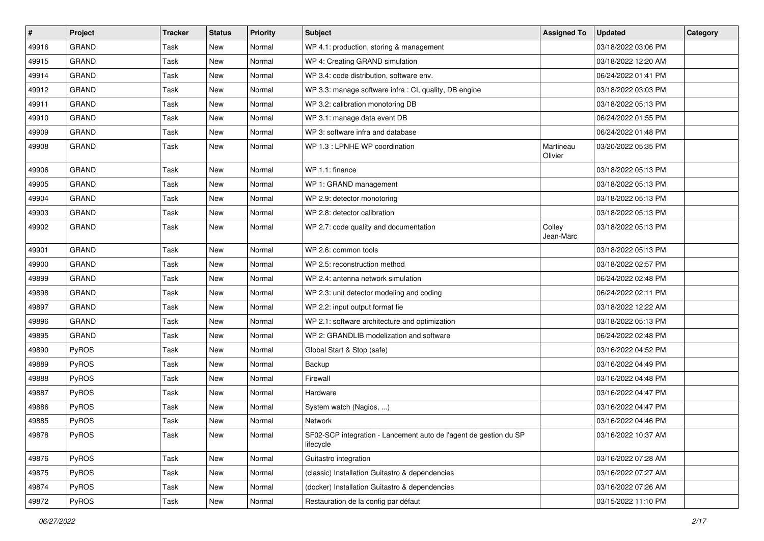| # | Project | Tracker | Status | Priority | Subject | Assigned To | Updated | Category |
|---|---|---|---|---|---|---|---|---|
| 49916 | GRAND | Task | New | Normal | WP 4.1: production, storing & management | | 03/18/2022 03:06 PM | |
| 49915 | GRAND | Task | New | Normal | WP 4: Creating GRAND simulation | | 03/18/2022 12:20 AM | |
| 49914 | GRAND | Task | New | Normal | WP 3.4: code distribution, software env. | | 06/24/2022 01:41 PM | |
| 49912 | GRAND | Task | New | Normal | WP 3.3: manage software infra : CI, quality, DB engine | | 03/18/2022 03:03 PM | |
| 49911 | GRAND | Task | New | Normal | WP 3.2: calibration monotoring DB | | 03/18/2022 05:13 PM | |
| 49910 | GRAND | Task | New | Normal | WP 3.1: manage data event DB | | 06/24/2022 01:55 PM | |
| 49909 | GRAND | Task | New | Normal | WP 3: software infra and database | | 06/24/2022 01:48 PM | |
| 49908 | GRAND | Task | New | Normal | WP 1.3 : LPNHE WP coordination | Martineau Olivier | 03/20/2022 05:35 PM | |
| 49906 | GRAND | Task | New | Normal | WP 1.1: finance | | 03/18/2022 05:13 PM | |
| 49905 | GRAND | Task | New | Normal | WP 1: GRAND management | | 03/18/2022 05:13 PM | |
| 49904 | GRAND | Task | New | Normal | WP 2.9: detector monotoring | | 03/18/2022 05:13 PM | |
| 49903 | GRAND | Task | New | Normal | WP 2.8: detector calibration | | 03/18/2022 05:13 PM | |
| 49902 | GRAND | Task | New | Normal | WP 2.7: code quality and documentation | Colley Jean-Marc | 03/18/2022 05:13 PM | |
| 49901 | GRAND | Task | New | Normal | WP 2.6: common tools | | 03/18/2022 05:13 PM | |
| 49900 | GRAND | Task | New | Normal | WP 2.5: reconstruction method | | 03/18/2022 02:57 PM | |
| 49899 | GRAND | Task | New | Normal | WP 2.4: antenna network simulation | | 06/24/2022 02:48 PM | |
| 49898 | GRAND | Task | New | Normal | WP 2.3: unit detector modeling and coding | | 06/24/2022 02:11 PM | |
| 49897 | GRAND | Task | New | Normal | WP 2.2: input output format fie | | 03/18/2022 12:22 AM | |
| 49896 | GRAND | Task | New | Normal | WP 2.1: software architecture and optimization | | 03/18/2022 05:13 PM | |
| 49895 | GRAND | Task | New | Normal | WP 2: GRANDLIB modelization and software | | 06/24/2022 02:48 PM | |
| 49890 | PyROS | Task | New | Normal | Global Start & Stop (safe) | | 03/16/2022 04:52 PM | |
| 49889 | PyROS | Task | New | Normal | Backup | | 03/16/2022 04:49 PM | |
| 49888 | PyROS | Task | New | Normal | Firewall | | 03/16/2022 04:48 PM | |
| 49887 | PyROS | Task | New | Normal | Hardware | | 03/16/2022 04:47 PM | |
| 49886 | PyROS | Task | New | Normal | System watch (Nagios, ...) | | 03/16/2022 04:47 PM | |
| 49885 | PyROS | Task | New | Normal | Network | | 03/16/2022 04:46 PM | |
| 49878 | PyROS | Task | New | Normal | SF02-SCP integration - Lancement auto de l'agent de gestion du SP lifecycle | | 03/16/2022 10:37 AM | |
| 49876 | PyROS | Task | New | Normal | Guitastro integration | | 03/16/2022 07:28 AM | |
| 49875 | PyROS | Task | New | Normal | (classic) Installation Guitastro & dependencies | | 03/16/2022 07:27 AM | |
| 49874 | PyROS | Task | New | Normal | (docker) Installation Guitastro & dependencies | | 03/16/2022 07:26 AM | |
| 49872 | PyROS | Task | New | Normal | Restauration de la config par défaut | | 03/15/2022 11:10 PM | |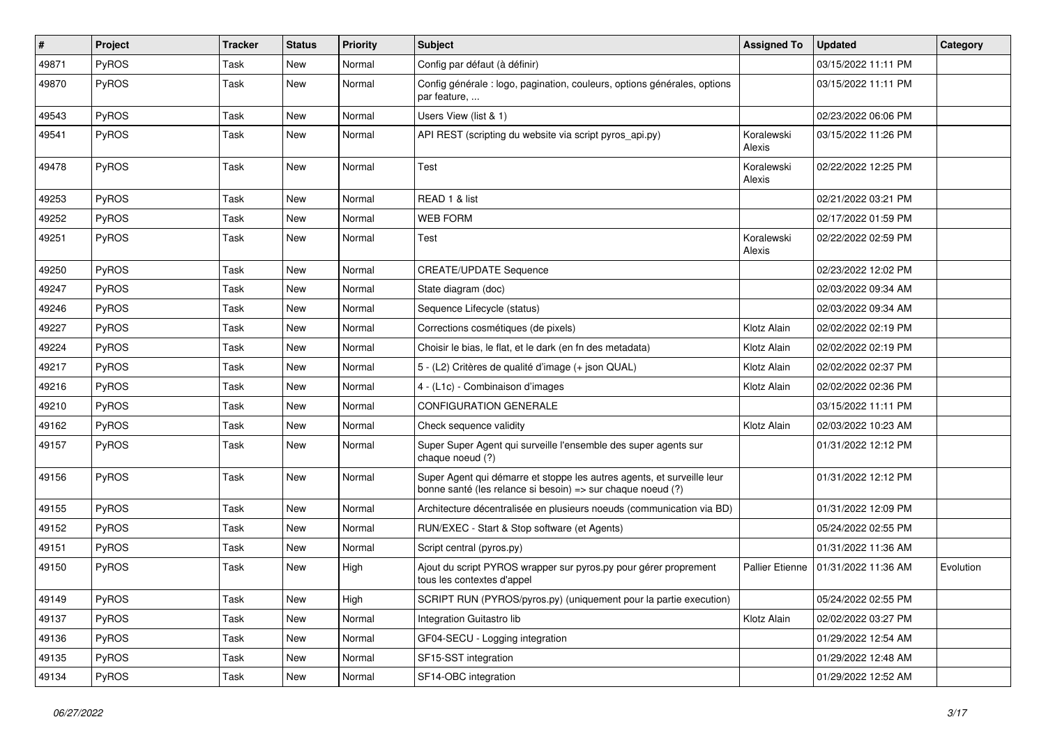| # | Project | Tracker | Status | Priority | Subject | Assigned To | Updated | Category |
|---|---|---|---|---|---|---|---|---|
| 49871 | PyROS | Task | New | Normal | Config par défaut (à définir) | | 03/15/2022 11:11 PM | |
| 49870 | PyROS | Task | New | Normal | Config générale : logo, pagination, couleurs, options générales, options par feature, ... | | 03/15/2022 11:11 PM | |
| 49543 | PyROS | Task | New | Normal | Users View (list & 1) | | 02/23/2022 06:06 PM | |
| 49541 | PyROS | Task | New | Normal | API REST (scripting du website via script pyros_api.py) | Koralewski Alexis | 03/15/2022 11:26 PM | |
| 49478 | PyROS | Task | New | Normal | Test | Koralewski Alexis | 02/22/2022 12:25 PM | |
| 49253 | PyROS | Task | New | Normal | READ 1 & list | | 02/21/2022 03:21 PM | |
| 49252 | PyROS | Task | New | Normal | WEB FORM | | 02/17/2022 01:59 PM | |
| 49251 | PyROS | Task | New | Normal | Test | Koralewski Alexis | 02/22/2022 02:59 PM | |
| 49250 | PyROS | Task | New | Normal | CREATE/UPDATE Sequence | | 02/23/2022 12:02 PM | |
| 49247 | PyROS | Task | New | Normal | State diagram (doc) | | 02/03/2022 09:34 AM | |
| 49246 | PyROS | Task | New | Normal | Sequence Lifecycle (status) | | 02/03/2022 09:34 AM | |
| 49227 | PyROS | Task | New | Normal | Corrections cosmétiques (de pixels) | Klotz Alain | 02/02/2022 02:19 PM | |
| 49224 | PyROS | Task | New | Normal | Choisir le bias, le flat, et le dark (en fn des metadata) | Klotz Alain | 02/02/2022 02:19 PM | |
| 49217 | PyROS | Task | New | Normal | 5 - (L2) Critères de qualité d'image (+ json QUAL) | Klotz Alain | 02/02/2022 02:37 PM | |
| 49216 | PyROS | Task | New | Normal | 4 - (L1c) - Combinaison d'images | Klotz Alain | 02/02/2022 02:36 PM | |
| 49210 | PyROS | Task | New | Normal | CONFIGURATION GENERALE | | 03/15/2022 11:11 PM | |
| 49162 | PyROS | Task | New | Normal | Check sequence validity | Klotz Alain | 02/03/2022 10:23 AM | |
| 49157 | PyROS | Task | New | Normal | Super Super Agent qui surveille l'ensemble des super agents sur chaque noeud (?) | | 01/31/2022 12:12 PM | |
| 49156 | PyROS | Task | New | Normal | Super Agent qui démarre et stoppe les autres agents, et surveille leur bonne santé (les relance si besoin) => sur chaque noeud (?) | | 01/31/2022 12:12 PM | |
| 49155 | PyROS | Task | New | Normal | Architecture décentralisée en plusieurs noeuds (communication via BD) | | 01/31/2022 12:09 PM | |
| 49152 | PyROS | Task | New | Normal | RUN/EXEC - Start & Stop software (et Agents) | | 05/24/2022 02:55 PM | |
| 49151 | PyROS | Task | New | Normal | Script central (pyros.py) | | 01/31/2022 11:36 AM | |
| 49150 | PyROS | Task | New | High | Ajout du script PYROS wrapper sur pyros.py pour gérer proprement tous les contextes d'appel | Pallier Etienne | 01/31/2022 11:36 AM | Evolution |
| 49149 | PyROS | Task | New | High | SCRIPT RUN (PYROS/pyros.py) (uniquement pour la partie execution) | | 05/24/2022 02:55 PM | |
| 49137 | PyROS | Task | New | Normal | Integration Guitastro lib | Klotz Alain | 02/02/2022 03:27 PM | |
| 49136 | PyROS | Task | New | Normal | GF04-SECU - Logging integration | | 01/29/2022 12:54 AM | |
| 49135 | PyROS | Task | New | Normal | SF15-SST integration | | 01/29/2022 12:48 AM | |
| 49134 | PyROS | Task | New | Normal | SF14-OBC integration | | 01/29/2022 12:52 AM | |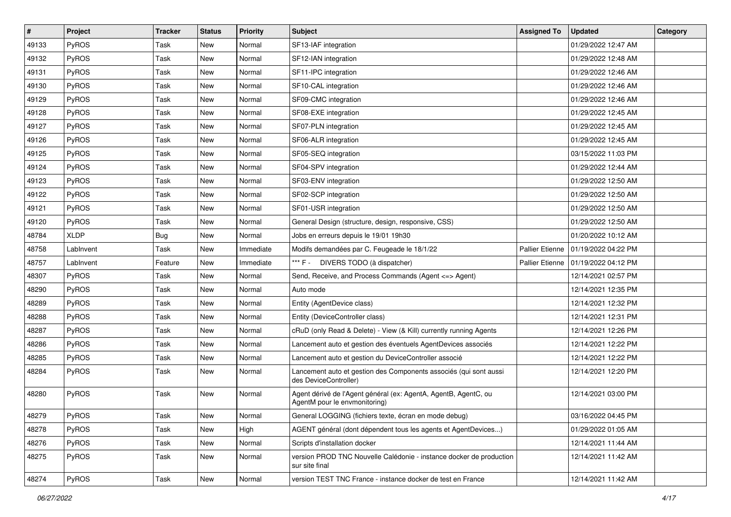| # | Project | Tracker | Status | Priority | Subject | Assigned To | Updated | Category |
|---|---|---|---|---|---|---|---|---|
| 49133 | PyROS | Task | New | Normal | SF13-IAF integration | | 01/29/2022 12:47 AM | |
| 49132 | PyROS | Task | New | Normal | SF12-IAN integration | | 01/29/2022 12:48 AM | |
| 49131 | PyROS | Task | New | Normal | SF11-IPC integration | | 01/29/2022 12:46 AM | |
| 49130 | PyROS | Task | New | Normal | SF10-CAL integration | | 01/29/2022 12:46 AM | |
| 49129 | PyROS | Task | New | Normal | SF09-CMC integration | | 01/29/2022 12:46 AM | |
| 49128 | PyROS | Task | New | Normal | SF08-EXE integration | | 01/29/2022 12:45 AM | |
| 49127 | PyROS | Task | New | Normal | SF07-PLN integration | | 01/29/2022 12:45 AM | |
| 49126 | PyROS | Task | New | Normal | SF06-ALR integration | | 01/29/2022 12:45 AM | |
| 49125 | PyROS | Task | New | Normal | SF05-SEQ integration | | 03/15/2022 11:03 PM | |
| 49124 | PyROS | Task | New | Normal | SF04-SPV integration | | 01/29/2022 12:44 AM | |
| 49123 | PyROS | Task | New | Normal | SF03-ENV integration | | 01/29/2022 12:50 AM | |
| 49122 | PyROS | Task | New | Normal | SF02-SCP integration | | 01/29/2022 12:50 AM | |
| 49121 | PyROS | Task | New | Normal | SF01-USR integration | | 01/29/2022 12:50 AM | |
| 49120 | PyROS | Task | New | Normal | General Design (structure, design, responsive, CSS) | | 01/29/2022 12:50 AM | |
| 48784 | XLDP | Bug | New | Normal | Jobs en erreurs depuis le 19/01 19h30 | | 01/20/2022 10:12 AM | |
| 48758 | LabInvent | Task | New | Immediate | Modifs demandées par C. Feugeade le 18/1/22 | Pallier Etienne | 01/19/2022 04:22 PM | |
| 48757 | LabInvent | Feature | New | Immediate | *** F - DIVERS TODO (à dispatcher) | Pallier Etienne | 01/19/2022 04:12 PM | |
| 48307 | PyROS | Task | New | Normal | Send, Receive, and Process Commands (Agent <=> Agent) | | 12/14/2021 02:57 PM | |
| 48290 | PyROS | Task | New | Normal | Auto mode | | 12/14/2021 12:35 PM | |
| 48289 | PyROS | Task | New | Normal | Entity (AgentDevice class) | | 12/14/2021 12:32 PM | |
| 48288 | PyROS | Task | New | Normal | Entity (DeviceController class) | | 12/14/2021 12:31 PM | |
| 48287 | PyROS | Task | New | Normal | cRuD (only Read & Delete) - View (& Kill) currently running Agents | | 12/14/2021 12:26 PM | |
| 48286 | PyROS | Task | New | Normal | Lancement auto et gestion des éventuels AgentDevices associés | | 12/14/2021 12:22 PM | |
| 48285 | PyROS | Task | New | Normal | Lancement auto et gestion du DeviceController associé | | 12/14/2021 12:22 PM | |
| 48284 | PyROS | Task | New | Normal | Lancement auto et gestion des Components associés (qui sont aussi des DeviceController) | | 12/14/2021 12:20 PM | |
| 48280 | PyROS | Task | New | Normal | Agent dérivé de l'Agent général (ex: AgentA, AgentB, AgentC, ou AgentM pour le envmonitoring) | | 12/14/2021 03:00 PM | |
| 48279 | PyROS | Task | New | Normal | General LOGGING (fichiers texte, écran en mode debug) | | 03/16/2022 04:45 PM | |
| 48278 | PyROS | Task | New | High | AGENT général (dont dépendent tous les agents et AgentDevices...) | | 01/29/2022 01:05 AM | |
| 48276 | PyROS | Task | New | Normal | Scripts d'installation docker | | 12/14/2021 11:44 AM | |
| 48275 | PyROS | Task | New | Normal | version PROD TNC Nouvelle Calédonie - instance docker de production sur site final | | 12/14/2021 11:42 AM | |
| 48274 | PyROS | Task | New | Normal | version TEST TNC France - instance docker de test en France | | 12/14/2021 11:42 AM | |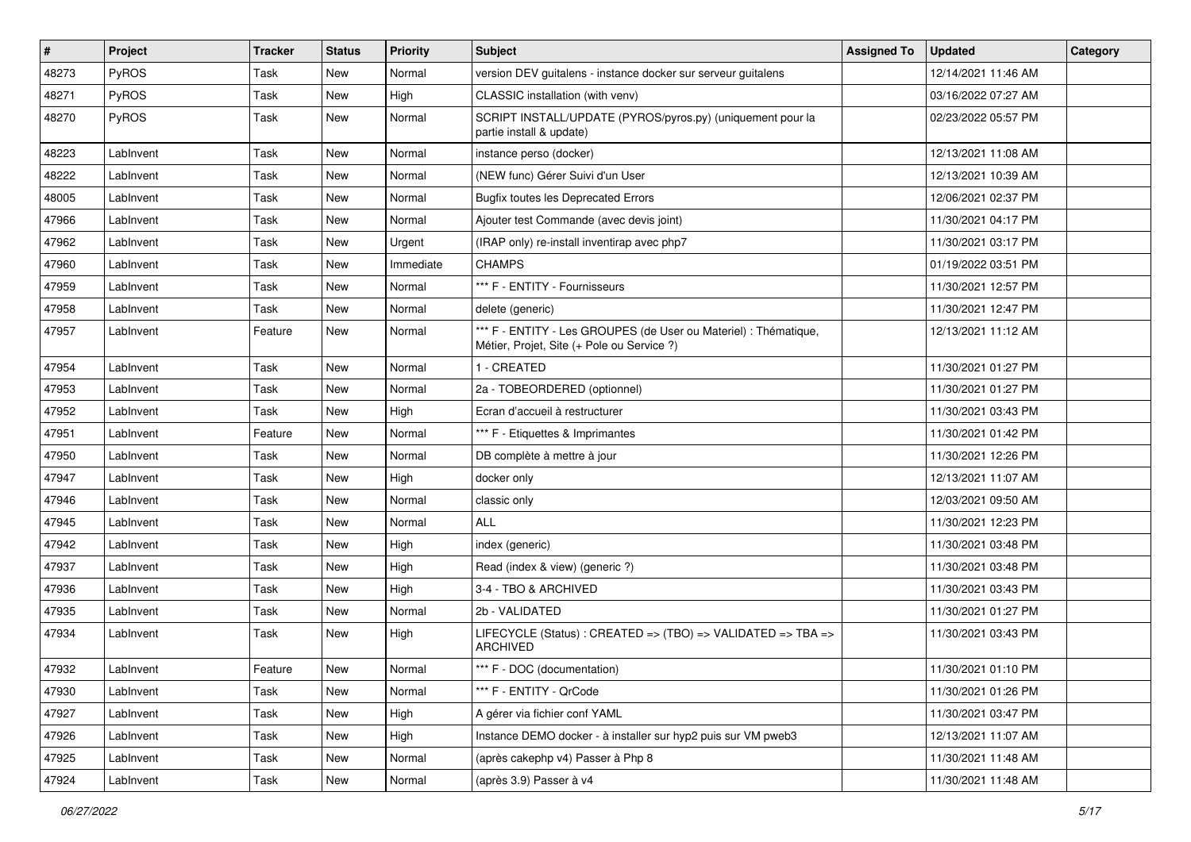| # | Project | Tracker | Status | Priority | Subject | Assigned To | Updated | Category |
|---|---|---|---|---|---|---|---|---|
| 48273 | PyROS | Task | New | Normal | version DEV guitalens - instance docker sur serveur guitalens | | 12/14/2021 11:46 AM | |
| 48271 | PyROS | Task | New | High | CLASSIC installation (with venv) | | 03/16/2022 07:27 AM | |
| 48270 | PyROS | Task | New | Normal | SCRIPT INSTALL/UPDATE (PYROS/pyros.py) (uniquement pour la partie install & update) | | 02/23/2022 05:57 PM | |
| 48223 | LabInvent | Task | New | Normal | instance perso (docker) | | 12/13/2021 11:08 AM | |
| 48222 | LabInvent | Task | New | Normal | (NEW func) Gérer Suivi d'un User | | 12/13/2021 10:39 AM | |
| 48005 | LabInvent | Task | New | Normal | Bugfix toutes les Deprecated Errors | | 12/06/2021 02:37 PM | |
| 47966 | LabInvent | Task | New | Normal | Ajouter test Commande (avec devis joint) | | 11/30/2021 04:17 PM | |
| 47962 | LabInvent | Task | New | Urgent | (IRAP only) re-install inventirap avec php7 | | 11/30/2021 03:17 PM | |
| 47960 | LabInvent | Task | New | Immediate | CHAMPS | | 01/19/2022 03:51 PM | |
| 47959 | LabInvent | Task | New | Normal | *** F - ENTITY - Fournisseurs | | 11/30/2021 12:57 PM | |
| 47958 | LabInvent | Task | New | Normal | delete (generic) | | 11/30/2021 12:47 PM | |
| 47957 | LabInvent | Feature | New | Normal | *** F - ENTITY - Les GROUPES (de User ou Materiel) : Thématique, Métier, Projet, Site (+ Pole ou Service ?) | | 12/13/2021 11:12 AM | |
| 47954 | LabInvent | Task | New | Normal | 1 - CREATED | | 11/30/2021 01:27 PM | |
| 47953 | LabInvent | Task | New | Normal | 2a - TOBEORDERED (optionnel) | | 11/30/2021 01:27 PM | |
| 47952 | LabInvent | Task | New | High | Ecran d'accueil à restructurer | | 11/30/2021 03:43 PM | |
| 47951 | LabInvent | Feature | New | Normal | *** F - Etiquettes & Imprimantes | | 11/30/2021 01:42 PM | |
| 47950 | LabInvent | Task | New | Normal | DB complète à mettre à jour | | 11/30/2021 12:26 PM | |
| 47947 | LabInvent | Task | New | High | docker only | | 12/13/2021 11:07 AM | |
| 47946 | LabInvent | Task | New | Normal | classic only | | 12/03/2021 09:50 AM | |
| 47945 | LabInvent | Task | New | Normal | ALL | | 11/30/2021 12:23 PM | |
| 47942 | LabInvent | Task | New | High | index (generic) | | 11/30/2021 03:48 PM | |
| 47937 | LabInvent | Task | New | High | Read (index & view) (generic ?) | | 11/30/2021 03:48 PM | |
| 47936 | LabInvent | Task | New | High | 3-4 - TBO & ARCHIVED | | 11/30/2021 03:43 PM | |
| 47935 | LabInvent | Task | New | Normal | 2b - VALIDATED | | 11/30/2021 01:27 PM | |
| 47934 | LabInvent | Task | New | High | LIFECYCLE (Status) : CREATED => (TBO) => VALIDATED => TBA => ARCHIVED | | 11/30/2021 03:43 PM | |
| 47932 | LabInvent | Feature | New | Normal | *** F - DOC (documentation) | | 11/30/2021 01:10 PM | |
| 47930 | LabInvent | Task | New | Normal | *** F - ENTITY - QrCode | | 11/30/2021 01:26 PM | |
| 47927 | LabInvent | Task | New | High | A gérer via fichier conf YAML | | 11/30/2021 03:47 PM | |
| 47926 | LabInvent | Task | New | High | Instance DEMO docker - à installer sur hyp2 puis sur VM pweb3 | | 12/13/2021 11:07 AM | |
| 47925 | LabInvent | Task | New | Normal | (après cakephp v4) Passer à Php 8 | | 11/30/2021 11:48 AM | |
| 47924 | LabInvent | Task | New | Normal | (après 3.9) Passer à v4 | | 11/30/2021 11:48 AM | |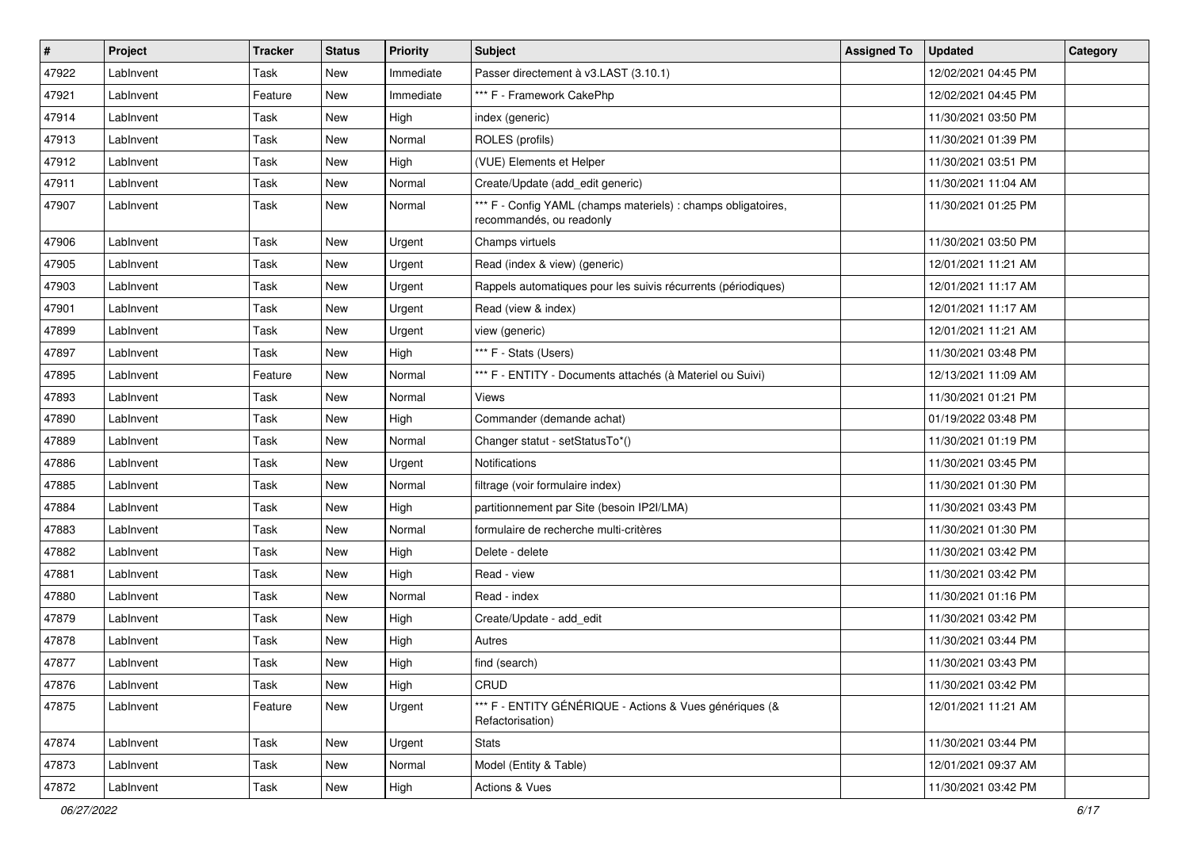| # | Project | Tracker | Status | Priority | Subject | Assigned To | Updated | Category |
|---|---|---|---|---|---|---|---|---|
| 47922 | LabInvent | Task | New | Immediate | Passer directement à v3.LAST (3.10.1) | | 12/02/2021 04:45 PM | |
| 47921 | LabInvent | Feature | New | Immediate | *** F - Framework CakePhp | | 12/02/2021 04:45 PM | |
| 47914 | LabInvent | Task | New | High | index (generic) | | 11/30/2021 03:50 PM | |
| 47913 | LabInvent | Task | New | Normal | ROLES (profils) | | 11/30/2021 01:39 PM | |
| 47912 | LabInvent | Task | New | High | (VUE) Elements et Helper | | 11/30/2021 03:51 PM | |
| 47911 | LabInvent | Task | New | Normal | Create/Update (add_edit generic) | | 11/30/2021 11:04 AM | |
| 47907 | LabInvent | Task | New | Normal | *** F - Config YAML (champs materiels) : champs obligatoires, recommandés, ou readonly | | 11/30/2021 01:25 PM | |
| 47906 | LabInvent | Task | New | Urgent | Champs virtuels | | 11/30/2021 03:50 PM | |
| 47905 | LabInvent | Task | New | Urgent | Read (index & view) (generic) | | 12/01/2021 11:21 AM | |
| 47903 | LabInvent | Task | New | Urgent | Rappels automatiques pour les suivis récurrents (périodiques) | | 12/01/2021 11:17 AM | |
| 47901 | LabInvent | Task | New | Urgent | Read (view & index) | | 12/01/2021 11:17 AM | |
| 47899 | LabInvent | Task | New | Urgent | view (generic) | | 12/01/2021 11:21 AM | |
| 47897 | LabInvent | Task | New | High | *** F - Stats (Users) | | 11/30/2021 03:48 PM | |
| 47895 | LabInvent | Feature | New | Normal | *** F - ENTITY - Documents attachés (à Materiel ou Suivi) | | 12/13/2021 11:09 AM | |
| 47893 | LabInvent | Task | New | Normal | Views | | 11/30/2021 01:21 PM | |
| 47890 | LabInvent | Task | New | High | Commander (demande achat) | | 01/19/2022 03:48 PM | |
| 47889 | LabInvent | Task | New | Normal | Changer statut - setStatusTo*() | | 11/30/2021 01:19 PM | |
| 47886 | LabInvent | Task | New | Urgent | Notifications | | 11/30/2021 03:45 PM | |
| 47885 | LabInvent | Task | New | Normal | filtrage (voir formulaire index) | | 11/30/2021 01:30 PM | |
| 47884 | LabInvent | Task | New | High | partitionnement par Site (besoin IP2I/LMA) | | 11/30/2021 03:43 PM | |
| 47883 | LabInvent | Task | New | Normal | formulaire de recherche multi-critères | | 11/30/2021 01:30 PM | |
| 47882 | LabInvent | Task | New | High | Delete - delete | | 11/30/2021 03:42 PM | |
| 47881 | LabInvent | Task | New | High | Read - view | | 11/30/2021 03:42 PM | |
| 47880 | LabInvent | Task | New | Normal | Read - index | | 11/30/2021 01:16 PM | |
| 47879 | LabInvent | Task | New | High | Create/Update - add_edit | | 11/30/2021 03:42 PM | |
| 47878 | LabInvent | Task | New | High | Autres | | 11/30/2021 03:44 PM | |
| 47877 | LabInvent | Task | New | High | find (search) | | 11/30/2021 03:43 PM | |
| 47876 | LabInvent | Task | New | High | CRUD | | 11/30/2021 03:42 PM | |
| 47875 | LabInvent | Feature | New | Urgent | *** F - ENTITY GÉNÉRIQUE - Actions & Vues génériques (& Refactorisation) | | 12/01/2021 11:21 AM | |
| 47874 | LabInvent | Task | New | Urgent | Stats | | 11/30/2021 03:44 PM | |
| 47873 | LabInvent | Task | New | Normal | Model (Entity & Table) | | 12/01/2021 09:37 AM | |
| 47872 | LabInvent | Task | New | High | Actions & Vues | | 11/30/2021 03:42 PM | |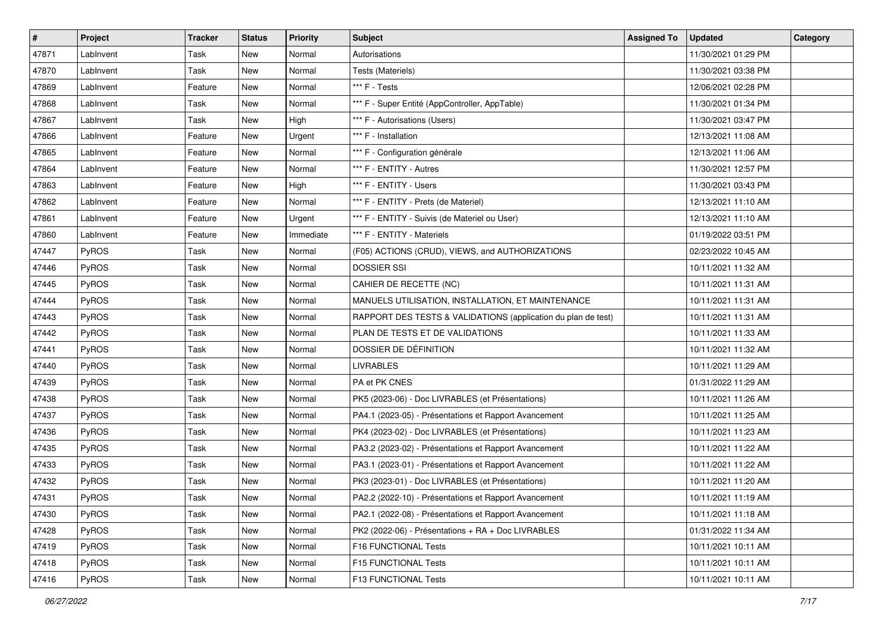| # | Project | Tracker | Status | Priority | Subject | Assigned To | Updated | Category |
|---|---|---|---|---|---|---|---|---|
| 47871 | LabInvent | Task | New | Normal | Autorisations | | 11/30/2021 01:29 PM | |
| 47870 | LabInvent | Task | New | Normal | Tests (Materiels) | | 11/30/2021 03:38 PM | |
| 47869 | LabInvent | Feature | New | Normal | *** F - Tests | | 12/06/2021 02:28 PM | |
| 47868 | LabInvent | Task | New | Normal | *** F - Super Entité (AppController, AppTable) | | 11/30/2021 01:34 PM | |
| 47867 | LabInvent | Task | New | High | *** F - Autorisations (Users) | | 11/30/2021 03:47 PM | |
| 47866 | LabInvent | Feature | New | Urgent | *** F - Installation | | 12/13/2021 11:08 AM | |
| 47865 | LabInvent | Feature | New | Normal | *** F - Configuration générale | | 12/13/2021 11:06 AM | |
| 47864 | LabInvent | Feature | New | Normal | *** F - ENTITY - Autres | | 11/30/2021 12:57 PM | |
| 47863 | LabInvent | Feature | New | High | *** F - ENTITY - Users | | 11/30/2021 03:43 PM | |
| 47862 | LabInvent | Feature | New | Normal | *** F - ENTITY - Prets (de Materiel) | | 12/13/2021 11:10 AM | |
| 47861 | LabInvent | Feature | New | Urgent | *** F - ENTITY - Suivis (de Materiel ou User) | | 12/13/2021 11:10 AM | |
| 47860 | LabInvent | Feature | New | Immediate | *** F - ENTITY - Materiels | | 01/19/2022 03:51 PM | |
| 47447 | PyROS | Task | New | Normal | (F05) ACTIONS (CRUD), VIEWS, and AUTHORIZATIONS | | 02/23/2022 10:45 AM | |
| 47446 | PyROS | Task | New | Normal | DOSSIER SSI | | 10/11/2021 11:32 AM | |
| 47445 | PyROS | Task | New | Normal | CAHIER DE RECETTE (NC) | | 10/11/2021 11:31 AM | |
| 47444 | PyROS | Task | New | Normal | MANUELS UTILISATION, INSTALLATION, ET MAINTENANCE | | 10/11/2021 11:31 AM | |
| 47443 | PyROS | Task | New | Normal | RAPPORT DES TESTS & VALIDATIONS (application du plan de test) | | 10/11/2021 11:31 AM | |
| 47442 | PyROS | Task | New | Normal | PLAN DE TESTS ET DE VALIDATIONS | | 10/11/2021 11:33 AM | |
| 47441 | PyROS | Task | New | Normal | DOSSIER DE DÉFINITION | | 10/11/2021 11:32 AM | |
| 47440 | PyROS | Task | New | Normal | LIVRABLES | | 10/11/2021 11:29 AM | |
| 47439 | PyROS | Task | New | Normal | PA et PK CNES | | 01/31/2022 11:29 AM | |
| 47438 | PyROS | Task | New | Normal | PK5 (2023-06) - Doc LIVRABLES (et Présentations) | | 10/11/2021 11:26 AM | |
| 47437 | PyROS | Task | New | Normal | PA4.1 (2023-05) - Présentations et Rapport Avancement | | 10/11/2021 11:25 AM | |
| 47436 | PyROS | Task | New | Normal | PK4 (2023-02) - Doc LIVRABLES (et Présentations) | | 10/11/2021 11:23 AM | |
| 47435 | PyROS | Task | New | Normal | PA3.2 (2023-02) - Présentations et Rapport Avancement | | 10/11/2021 11:22 AM | |
| 47433 | PyROS | Task | New | Normal | PA3.1 (2023-01) - Présentations et Rapport Avancement | | 10/11/2021 11:22 AM | |
| 47432 | PyROS | Task | New | Normal | PK3 (2023-01) - Doc LIVRABLES (et Présentations) | | 10/11/2021 11:20 AM | |
| 47431 | PyROS | Task | New | Normal | PA2.2 (2022-10) - Présentations et Rapport Avancement | | 10/11/2021 11:19 AM | |
| 47430 | PyROS | Task | New | Normal | PA2.1 (2022-08) - Présentations et Rapport Avancement | | 10/11/2021 11:18 AM | |
| 47428 | PyROS | Task | New | Normal | PK2 (2022-06) - Présentations + RA + Doc LIVRABLES | | 01/31/2022 11:34 AM | |
| 47419 | PyROS | Task | New | Normal | F16 FUNCTIONAL Tests | | 10/11/2021 10:11 AM | |
| 47418 | PyROS | Task | New | Normal | F15 FUNCTIONAL Tests | | 10/11/2021 10:11 AM | |
| 47416 | PyROS | Task | New | Normal | F13 FUNCTIONAL Tests | | 10/11/2021 10:11 AM | |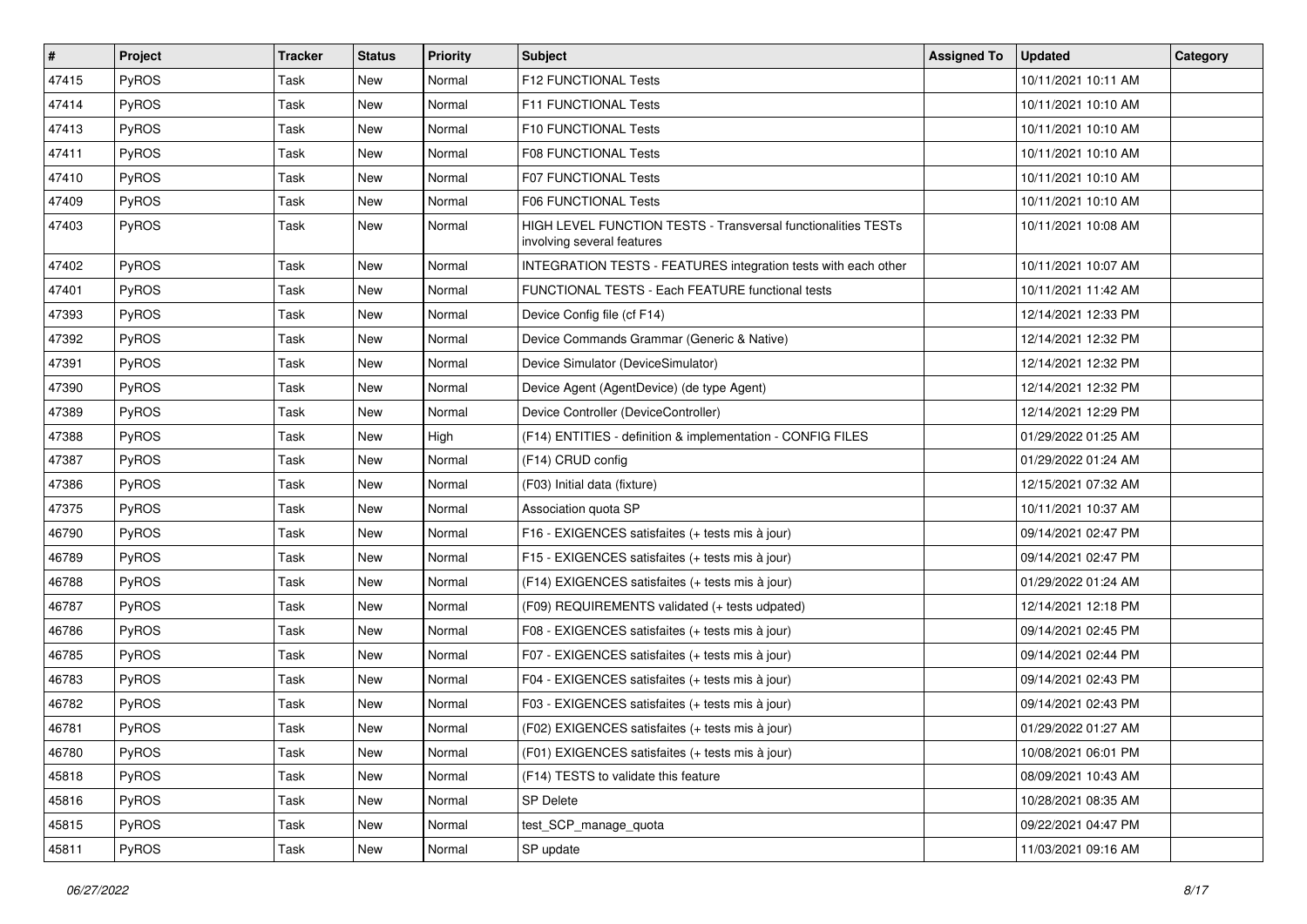| # | Project | Tracker | Status | Priority | Subject | Assigned To | Updated | Category |
|---|---|---|---|---|---|---|---|---|
| 47415 | PyROS | Task | New | Normal | F12 FUNCTIONAL Tests | | 10/11/2021 10:11 AM | |
| 47414 | PyROS | Task | New | Normal | F11 FUNCTIONAL Tests | | 10/11/2021 10:10 AM | |
| 47413 | PyROS | Task | New | Normal | F10 FUNCTIONAL Tests | | 10/11/2021 10:10 AM | |
| 47411 | PyROS | Task | New | Normal | F08 FUNCTIONAL Tests | | 10/11/2021 10:10 AM | |
| 47410 | PyROS | Task | New | Normal | F07 FUNCTIONAL Tests | | 10/11/2021 10:10 AM | |
| 47409 | PyROS | Task | New | Normal | F06 FUNCTIONAL Tests | | 10/11/2021 10:10 AM | |
| 47403 | PyROS | Task | New | Normal | HIGH LEVEL FUNCTION TESTS - Transversal functionalities TESTs involving several features | | 10/11/2021 10:08 AM | |
| 47402 | PyROS | Task | New | Normal | INTEGRATION TESTS - FEATURES integration tests with each other | | 10/11/2021 10:07 AM | |
| 47401 | PyROS | Task | New | Normal | FUNCTIONAL TESTS - Each FEATURE functional tests | | 10/11/2021 11:42 AM | |
| 47393 | PyROS | Task | New | Normal | Device Config file (cf F14) | | 12/14/2021 12:33 PM | |
| 47392 | PyROS | Task | New | Normal | Device Commands Grammar (Generic & Native) | | 12/14/2021 12:32 PM | |
| 47391 | PyROS | Task | New | Normal | Device Simulator (DeviceSimulator) | | 12/14/2021 12:32 PM | |
| 47390 | PyROS | Task | New | Normal | Device Agent (AgentDevice) (de type Agent) | | 12/14/2021 12:32 PM | |
| 47389 | PyROS | Task | New | Normal | Device Controller (DeviceController) | | 12/14/2021 12:29 PM | |
| 47388 | PyROS | Task | New | High | (F14) ENTITIES - definition & implementation - CONFIG FILES | | 01/29/2022 01:25 AM | |
| 47387 | PyROS | Task | New | Normal | (F14) CRUD config | | 01/29/2022 01:24 AM | |
| 47386 | PyROS | Task | New | Normal | (F03) Initial data (fixture) | | 12/15/2021 07:32 AM | |
| 47375 | PyROS | Task | New | Normal | Association quota SP | | 10/11/2021 10:37 AM | |
| 46790 | PyROS | Task | New | Normal | F16 - EXIGENCES satisfaites (+ tests mis à jour) | | 09/14/2021 02:47 PM | |
| 46789 | PyROS | Task | New | Normal | F15 - EXIGENCES satisfaites (+ tests mis à jour) | | 09/14/2021 02:47 PM | |
| 46788 | PyROS | Task | New | Normal | (F14) EXIGENCES satisfaites (+ tests mis à jour) | | 01/29/2022 01:24 AM | |
| 46787 | PyROS | Task | New | Normal | (F09) REQUIREMENTS validated (+ tests udpated) | | 12/14/2021 12:18 PM | |
| 46786 | PyROS | Task | New | Normal | F08 - EXIGENCES satisfaites (+ tests mis à jour) | | 09/14/2021 02:45 PM | |
| 46785 | PyROS | Task | New | Normal | F07 - EXIGENCES satisfaites (+ tests mis à jour) | | 09/14/2021 02:44 PM | |
| 46783 | PyROS | Task | New | Normal | F04 - EXIGENCES satisfaites (+ tests mis à jour) | | 09/14/2021 02:43 PM | |
| 46782 | PyROS | Task | New | Normal | F03 - EXIGENCES satisfaites (+ tests mis à jour) | | 09/14/2021 02:43 PM | |
| 46781 | PyROS | Task | New | Normal | (F02) EXIGENCES satisfaites (+ tests mis à jour) | | 01/29/2022 01:27 AM | |
| 46780 | PyROS | Task | New | Normal | (F01) EXIGENCES satisfaites (+ tests mis à jour) | | 10/08/2021 06:01 PM | |
| 45818 | PyROS | Task | New | Normal | (F14) TESTS to validate this feature | | 08/09/2021 10:43 AM | |
| 45816 | PyROS | Task | New | Normal | SP Delete | | 10/28/2021 08:35 AM | |
| 45815 | PyROS | Task | New | Normal | test_SCP_manage_quota | | 09/22/2021 04:47 PM | |
| 45811 | PyROS | Task | New | Normal | SP update | | 11/03/2021 09:16 AM | |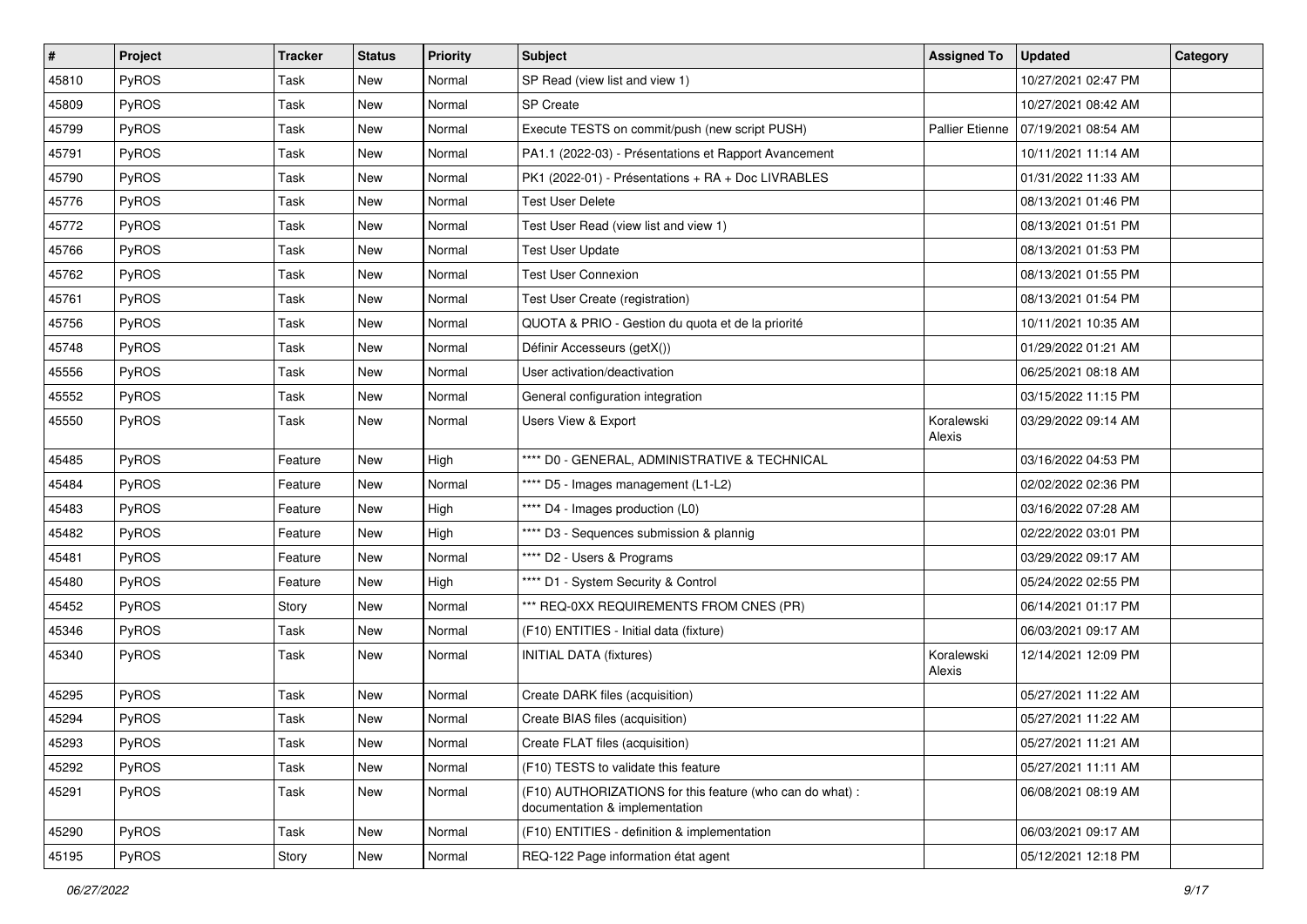| # | Project | Tracker | Status | Priority | Subject | Assigned To | Updated | Category |
|---|---|---|---|---|---|---|---|---|
| 45810 | PyROS | Task | New | Normal | SP Read (view list and view 1) | | 10/27/2021 02:47 PM | |
| 45809 | PyROS | Task | New | Normal | SP Create | | 10/27/2021 08:42 AM | |
| 45799 | PyROS | Task | New | Normal | Execute TESTS on commit/push (new script PUSH) | Pallier Etienne | 07/19/2021 08:54 AM | |
| 45791 | PyROS | Task | New | Normal | PA1.1 (2022-03) - Présentations et Rapport Avancement | | 10/11/2021 11:14 AM | |
| 45790 | PyROS | Task | New | Normal | PK1 (2022-01) - Présentations + RA + Doc LIVRABLES | | 01/31/2022 11:33 AM | |
| 45776 | PyROS | Task | New | Normal | Test User Delete | | 08/13/2021 01:46 PM | |
| 45772 | PyROS | Task | New | Normal | Test User Read (view list and view 1) | | 08/13/2021 01:51 PM | |
| 45766 | PyROS | Task | New | Normal | Test User Update | | 08/13/2021 01:53 PM | |
| 45762 | PyROS | Task | New | Normal | Test User Connexion | | 08/13/2021 01:55 PM | |
| 45761 | PyROS | Task | New | Normal | Test User Create (registration) | | 08/13/2021 01:54 PM | |
| 45756 | PyROS | Task | New | Normal | QUOTA & PRIO - Gestion du quota et de la priorité | | 10/11/2021 10:35 AM | |
| 45748 | PyROS | Task | New | Normal | Définir Accesseurs (getX()) | | 01/29/2022 01:21 AM | |
| 45556 | PyROS | Task | New | Normal | User activation/deactivation | | 06/25/2021 08:18 AM | |
| 45552 | PyROS | Task | New | Normal | General configuration integration | | 03/15/2022 11:15 PM | |
| 45550 | PyROS | Task | New | Normal | Users View & Export | Koralewski Alexis | 03/29/2022 09:14 AM | |
| 45485 | PyROS | Feature | New | High | **** D0 - GENERAL, ADMINISTRATIVE & TECHNICAL | | 03/16/2022 04:53 PM | |
| 45484 | PyROS | Feature | New | Normal | **** D5 - Images management (L1-L2) | | 02/02/2022 02:36 PM | |
| 45483 | PyROS | Feature | New | High | **** D4 - Images production (L0) | | 03/16/2022 07:28 AM | |
| 45482 | PyROS | Feature | New | High | **** D3 - Sequences submission & plannig | | 02/22/2022 03:01 PM | |
| 45481 | PyROS | Feature | New | Normal | **** D2 - Users & Programs | | 03/29/2022 09:17 AM | |
| 45480 | PyROS | Feature | New | High | **** D1 - System Security & Control | | 05/24/2022 02:55 PM | |
| 45452 | PyROS | Story | New | Normal | *** REQ-0XX REQUIREMENTS FROM CNES (PR) | | 06/14/2021 01:17 PM | |
| 45346 | PyROS | Task | New | Normal | (F10) ENTITIES - Initial data (fixture) | | 06/03/2021 09:17 AM | |
| 45340 | PyROS | Task | New | Normal | INITIAL DATA (fixtures) | Koralewski Alexis | 12/14/2021 12:09 PM | |
| 45295 | PyROS | Task | New | Normal | Create DARK files (acquisition) | | 05/27/2021 11:22 AM | |
| 45294 | PyROS | Task | New | Normal | Create BIAS files (acquisition) | | 05/27/2021 11:22 AM | |
| 45293 | PyROS | Task | New | Normal | Create FLAT files (acquisition) | | 05/27/2021 11:21 AM | |
| 45292 | PyROS | Task | New | Normal | (F10) TESTS to validate this feature | | 05/27/2021 11:11 AM | |
| 45291 | PyROS | Task | New | Normal | (F10) AUTHORIZATIONS for this feature (who can do what) : documentation & implementation | | 06/08/2021 08:19 AM | |
| 45290 | PyROS | Task | New | Normal | (F10) ENTITIES - definition & implementation | | 06/03/2021 09:17 AM | |
| 45195 | PyROS | Story | New | Normal | REQ-122 Page information état agent | | 05/12/2021 12:18 PM | |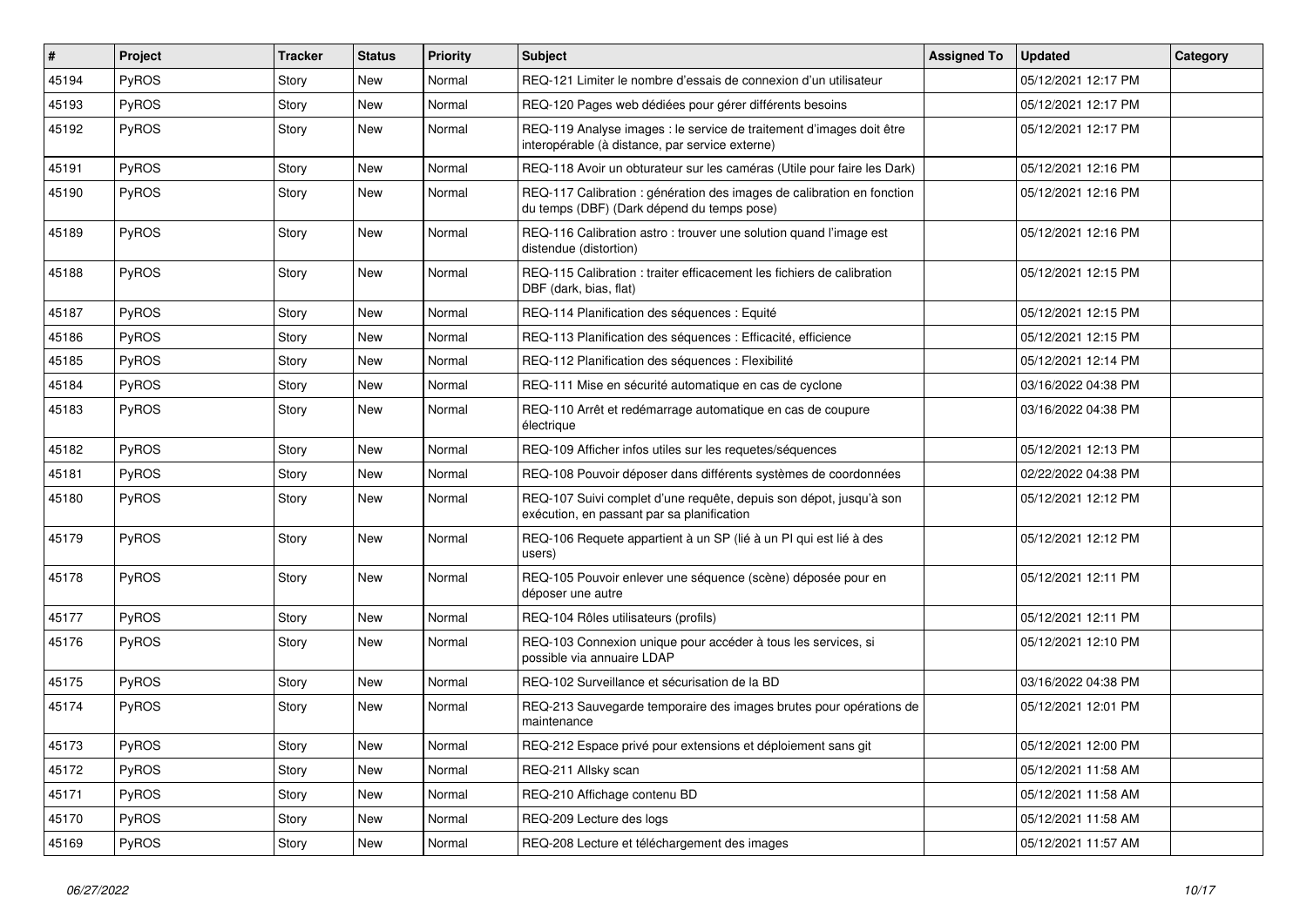| # | Project | Tracker | Status | Priority | Subject | Assigned To | Updated | Category |
|---|---|---|---|---|---|---|---|---|
| 45194 | PyROS | Story | New | Normal | REQ-121 Limiter le nombre d'essais de connexion d'un utilisateur | | 05/12/2021 12:17 PM | |
| 45193 | PyROS | Story | New | Normal | REQ-120 Pages web dédiées pour gérer différents besoins | | 05/12/2021 12:17 PM | |
| 45192 | PyROS | Story | New | Normal | REQ-119 Analyse images : le service de traitement d'images doit être interopérable (à distance, par service externe) | | 05/12/2021 12:17 PM | |
| 45191 | PyROS | Story | New | Normal | REQ-118 Avoir un obturateur sur les caméras (Utile pour faire les Dark) | | 05/12/2021 12:16 PM | |
| 45190 | PyROS | Story | New | Normal | REQ-117 Calibration : génération des images de calibration en fonction du temps (DBF) (Dark dépend du temps pose) | | 05/12/2021 12:16 PM | |
| 45189 | PyROS | Story | New | Normal | REQ-116 Calibration astro : trouver une solution quand l'image est distendue (distortion) | | 05/12/2021 12:16 PM | |
| 45188 | PyROS | Story | New | Normal | REQ-115 Calibration : traiter efficacement les fichiers de calibration DBF (dark, bias, flat) | | 05/12/2021 12:15 PM | |
| 45187 | PyROS | Story | New | Normal | REQ-114 Planification des séquences : Equité | | 05/12/2021 12:15 PM | |
| 45186 | PyROS | Story | New | Normal | REQ-113 Planification des séquences : Efficacité, efficience | | 05/12/2021 12:15 PM | |
| 45185 | PyROS | Story | New | Normal | REQ-112 Planification des séquences : Flexibilité | | 05/12/2021 12:14 PM | |
| 45184 | PyROS | Story | New | Normal | REQ-111 Mise en sécurité automatique en cas de cyclone | | 03/16/2022 04:38 PM | |
| 45183 | PyROS | Story | New | Normal | REQ-110 Arrêt et redémarrage automatique en cas de coupure électrique | | 03/16/2022 04:38 PM | |
| 45182 | PyROS | Story | New | Normal | REQ-109 Afficher infos utiles sur les requetes/séquences | | 05/12/2021 12:13 PM | |
| 45181 | PyROS | Story | New | Normal | REQ-108 Pouvoir déposer dans différents systèmes de coordonnées | | 02/22/2022 04:38 PM | |
| 45180 | PyROS | Story | New | Normal | REQ-107 Suivi complet d'une requête, depuis son dépot, jusqu'à son exécution, en passant par sa planification | | 05/12/2021 12:12 PM | |
| 45179 | PyROS | Story | New | Normal | REQ-106 Requete appartient à un SP (lié à un PI qui est lié à des users) | | 05/12/2021 12:12 PM | |
| 45178 | PyROS | Story | New | Normal | REQ-105 Pouvoir enlever une séquence (scène) déposée pour en déposer une autre | | 05/12/2021 12:11 PM | |
| 45177 | PyROS | Story | New | Normal | REQ-104 Rôles utilisateurs (profils) | | 05/12/2021 12:11 PM | |
| 45176 | PyROS | Story | New | Normal | REQ-103 Connexion unique pour accéder à tous les services, si possible via annuaire LDAP | | 05/12/2021 12:10 PM | |
| 45175 | PyROS | Story | New | Normal | REQ-102 Surveillance et sécurisation de la BD | | 03/16/2022 04:38 PM | |
| 45174 | PyROS | Story | New | Normal | REQ-213 Sauvegarde temporaire des images brutes pour opérations de maintenance | | 05/12/2021 12:01 PM | |
| 45173 | PyROS | Story | New | Normal | REQ-212 Espace privé pour extensions et déploiement sans git | | 05/12/2021 12:00 PM | |
| 45172 | PyROS | Story | New | Normal | REQ-211 Allsky scan | | 05/12/2021 11:58 AM | |
| 45171 | PyROS | Story | New | Normal | REQ-210 Affichage contenu BD | | 05/12/2021 11:58 AM | |
| 45170 | PyROS | Story | New | Normal | REQ-209 Lecture des logs | | 05/12/2021 11:58 AM | |
| 45169 | PyROS | Story | New | Normal | REQ-208 Lecture et téléchargement des images | | 05/12/2021 11:57 AM | |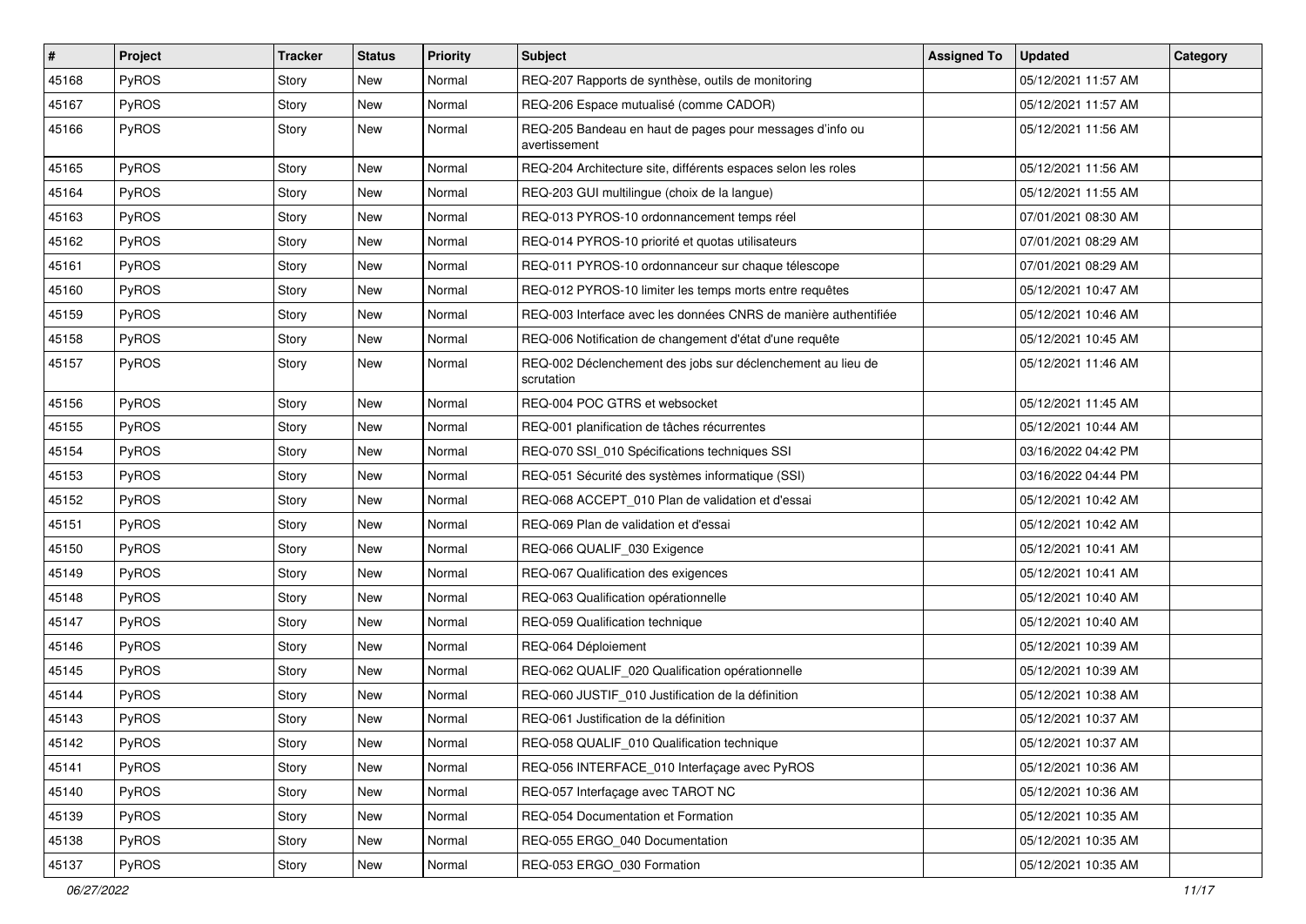| # | Project | Tracker | Status | Priority | Subject | Assigned To | Updated | Category |
|---|---|---|---|---|---|---|---|---|
| 45168 | PyROS | Story | New | Normal | REQ-207 Rapports de synthèse, outils de monitoring | | 05/12/2021 11:57 AM | |
| 45167 | PyROS | Story | New | Normal | REQ-206 Espace mutualisé (comme CADOR) | | 05/12/2021 11:57 AM | |
| 45166 | PyROS | Story | New | Normal | REQ-205 Bandeau en haut de pages pour messages d'info ou avertissement | | 05/12/2021 11:56 AM | |
| 45165 | PyROS | Story | New | Normal | REQ-204 Architecture site, différents espaces selon les roles | | 05/12/2021 11:56 AM | |
| 45164 | PyROS | Story | New | Normal | REQ-203 GUI multilingue (choix de la langue) | | 05/12/2021 11:55 AM | |
| 45163 | PyROS | Story | New | Normal | REQ-013 PYROS-10 ordonnancement temps réel | | 07/01/2021 08:30 AM | |
| 45162 | PyROS | Story | New | Normal | REQ-014 PYROS-10 priorité et quotas utilisateurs | | 07/01/2021 08:29 AM | |
| 45161 | PyROS | Story | New | Normal | REQ-011 PYROS-10 ordonnanceur sur chaque télescope | | 07/01/2021 08:29 AM | |
| 45160 | PyROS | Story | New | Normal | REQ-012 PYROS-10 limiter les temps morts entre requêtes | | 05/12/2021 10:47 AM | |
| 45159 | PyROS | Story | New | Normal | REQ-003 Interface avec les données CNRS de manière authentifiée | | 05/12/2021 10:46 AM | |
| 45158 | PyROS | Story | New | Normal | REQ-006 Notification de changement d'état d'une requête | | 05/12/2021 10:45 AM | |
| 45157 | PyROS | Story | New | Normal | REQ-002 Déclenchement des jobs sur déclenchement au lieu de scrutation | | 05/12/2021 11:46 AM | |
| 45156 | PyROS | Story | New | Normal | REQ-004 POC GTRS et websocket | | 05/12/2021 11:45 AM | |
| 45155 | PyROS | Story | New | Normal | REQ-001 planification de tâches récurrentes | | 05/12/2021 10:44 AM | |
| 45154 | PyROS | Story | New | Normal | REQ-070 SSI_010 Spécifications techniques SSI | | 03/16/2022 04:42 PM | |
| 45153 | PyROS | Story | New | Normal | REQ-051 Sécurité des systèmes informatique (SSI) | | 03/16/2022 04:44 PM | |
| 45152 | PyROS | Story | New | Normal | REQ-068 ACCEPT_010 Plan de validation et d'essai | | 05/12/2021 10:42 AM | |
| 45151 | PyROS | Story | New | Normal | REQ-069 Plan de validation et d'essai | | 05/12/2021 10:42 AM | |
| 45150 | PyROS | Story | New | Normal | REQ-066 QUALIF_030 Exigence | | 05/12/2021 10:41 AM | |
| 45149 | PyROS | Story | New | Normal | REQ-067 Qualification des exigences | | 05/12/2021 10:41 AM | |
| 45148 | PyROS | Story | New | Normal | REQ-063 Qualification opérationnelle | | 05/12/2021 10:40 AM | |
| 45147 | PyROS | Story | New | Normal | REQ-059 Qualification technique | | 05/12/2021 10:40 AM | |
| 45146 | PyROS | Story | New | Normal | REQ-064 Déploiement | | 05/12/2021 10:39 AM | |
| 45145 | PyROS | Story | New | Normal | REQ-062 QUALIF_020 Qualification opérationnelle | | 05/12/2021 10:39 AM | |
| 45144 | PyROS | Story | New | Normal | REQ-060 JUSTIF_010 Justification de la définition | | 05/12/2021 10:38 AM | |
| 45143 | PyROS | Story | New | Normal | REQ-061 Justification de la définition | | 05/12/2021 10:37 AM | |
| 45142 | PyROS | Story | New | Normal | REQ-058 QUALIF_010 Qualification technique | | 05/12/2021 10:37 AM | |
| 45141 | PyROS | Story | New | Normal | REQ-056 INTERFACE_010 Interfaçage avec PyROS | | 05/12/2021 10:36 AM | |
| 45140 | PyROS | Story | New | Normal | REQ-057 Interfaçage avec TAROT NC | | 05/12/2021 10:36 AM | |
| 45139 | PyROS | Story | New | Normal | REQ-054 Documentation et Formation | | 05/12/2021 10:35 AM | |
| 45138 | PyROS | Story | New | Normal | REQ-055 ERGO_040 Documentation | | 05/12/2021 10:35 AM | |
| 45137 | PyROS | Story | New | Normal | REQ-053 ERGO_030 Formation | | 05/12/2021 10:35 AM | |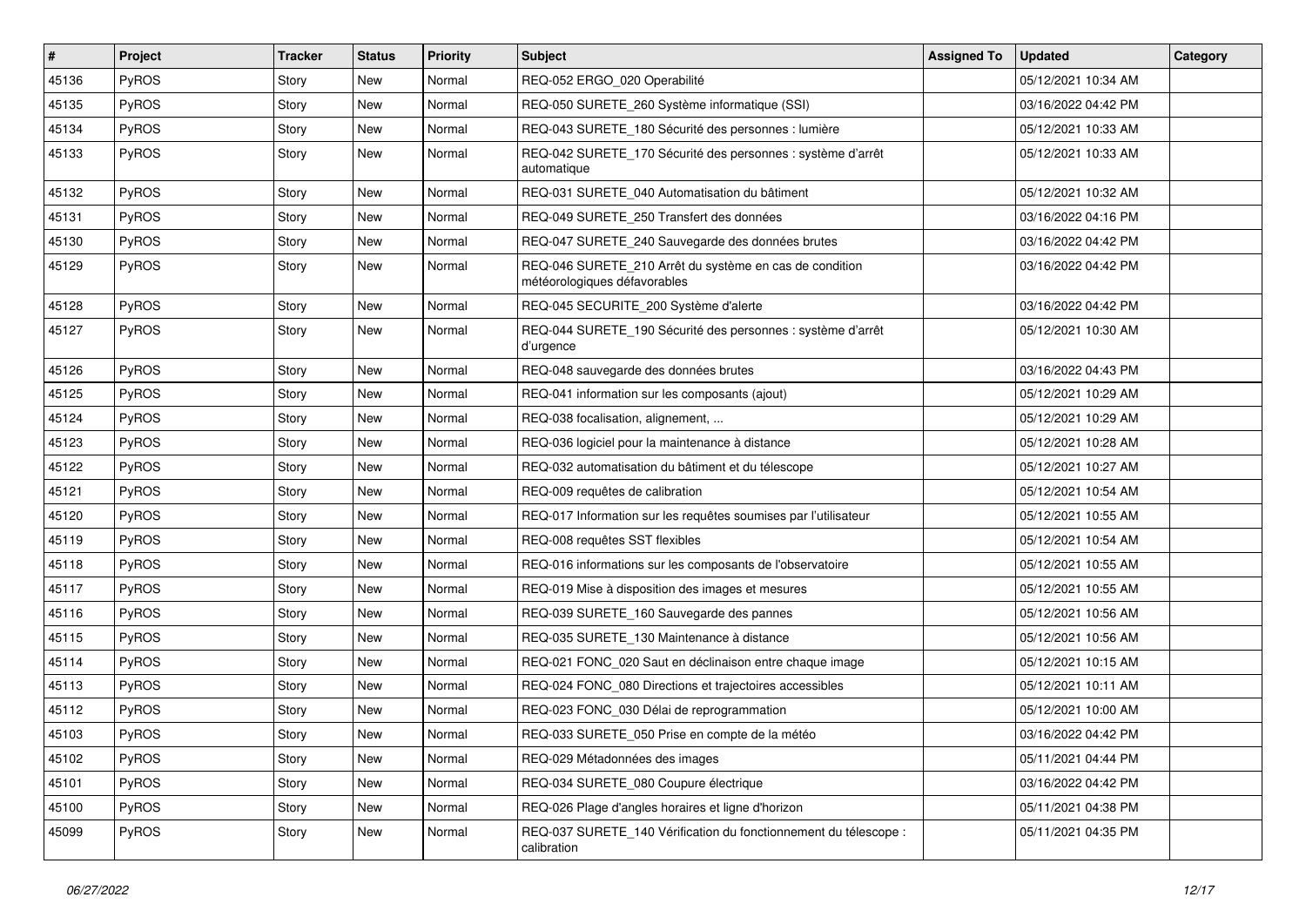| # | Project | Tracker | Status | Priority | Subject | Assigned To | Updated | Category |
|---|---|---|---|---|---|---|---|---|
| 45136 | PyROS | Story | New | Normal | REQ-052 ERGO_020 Operabilité | | 05/12/2021 10:34 AM | |
| 45135 | PyROS | Story | New | Normal | REQ-050 SURETE_260 Système informatique (SSI) | | 03/16/2022 04:42 PM | |
| 45134 | PyROS | Story | New | Normal | REQ-043 SURETE_180 Sécurité des personnes : lumière | | 05/12/2021 10:33 AM | |
| 45133 | PyROS | Story | New | Normal | REQ-042 SURETE_170 Sécurité des personnes : système d'arrêt automatique | | 05/12/2021 10:33 AM | |
| 45132 | PyROS | Story | New | Normal | REQ-031 SURETE_040 Automatisation du bâtiment | | 05/12/2021 10:32 AM | |
| 45131 | PyROS | Story | New | Normal | REQ-049 SURETE_250 Transfert des données | | 03/16/2022 04:16 PM | |
| 45130 | PyROS | Story | New | Normal | REQ-047 SURETE_240 Sauvegarde des données brutes | | 03/16/2022 04:42 PM | |
| 45129 | PyROS | Story | New | Normal | REQ-046 SURETE_210 Arrêt du système en cas de condition météorologiques défavorables | | 03/16/2022 04:42 PM | |
| 45128 | PyROS | Story | New | Normal | REQ-045 SECURITE_200 Système d'alerte | | 03/16/2022 04:42 PM | |
| 45127 | PyROS | Story | New | Normal | REQ-044 SURETE_190 Sécurité des personnes : système d'arrêt d'urgence | | 05/12/2021 10:30 AM | |
| 45126 | PyROS | Story | New | Normal | REQ-048 sauvegarde des données brutes | | 03/16/2022 04:43 PM | |
| 45125 | PyROS | Story | New | Normal | REQ-041 information sur les composants (ajout) | | 05/12/2021 10:29 AM | |
| 45124 | PyROS | Story | New | Normal | REQ-038 focalisation, alignement, ... | | 05/12/2021 10:29 AM | |
| 45123 | PyROS | Story | New | Normal | REQ-036 logiciel pour la maintenance à distance | | 05/12/2021 10:28 AM | |
| 45122 | PyROS | Story | New | Normal | REQ-032 automatisation du bâtiment et du télescope | | 05/12/2021 10:27 AM | |
| 45121 | PyROS | Story | New | Normal | REQ-009 requêtes de calibration | | 05/12/2021 10:54 AM | |
| 45120 | PyROS | Story | New | Normal | REQ-017 Information sur les requêtes soumises par l'utilisateur | | 05/12/2021 10:55 AM | |
| 45119 | PyROS | Story | New | Normal | REQ-008 requêtes SST flexibles | | 05/12/2021 10:54 AM | |
| 45118 | PyROS | Story | New | Normal | REQ-016 informations sur les composants de l'observatoire | | 05/12/2021 10:55 AM | |
| 45117 | PyROS | Story | New | Normal | REQ-019 Mise à disposition des images et mesures | | 05/12/2021 10:55 AM | |
| 45116 | PyROS | Story | New | Normal | REQ-039 SURETE_160 Sauvegarde des pannes | | 05/12/2021 10:56 AM | |
| 45115 | PyROS | Story | New | Normal | REQ-035 SURETE_130 Maintenance à distance | | 05/12/2021 10:56 AM | |
| 45114 | PyROS | Story | New | Normal | REQ-021 FONC_020 Saut en déclinaison entre chaque image | | 05/12/2021 10:15 AM | |
| 45113 | PyROS | Story | New | Normal | REQ-024 FONC_080 Directions et trajectoires accessibles | | 05/12/2021 10:11 AM | |
| 45112 | PyROS | Story | New | Normal | REQ-023 FONC_030 Délai de reprogrammation | | 05/12/2021 10:00 AM | |
| 45103 | PyROS | Story | New | Normal | REQ-033 SURETE_050 Prise en compte de la météo | | 03/16/2022 04:42 PM | |
| 45102 | PyROS | Story | New | Normal | REQ-029 Métadonnées des images | | 05/11/2021 04:44 PM | |
| 45101 | PyROS | Story | New | Normal | REQ-034 SURETE_080 Coupure électrique | | 03/16/2022 04:42 PM | |
| 45100 | PyROS | Story | New | Normal | REQ-026 Plage d'angles horaires et ligne d'horizon | | 05/11/2021 04:38 PM | |
| 45099 | PyROS | Story | New | Normal | REQ-037 SURETE_140 Vérification du fonctionnement du télescope : calibration | | 05/11/2021 04:35 PM | |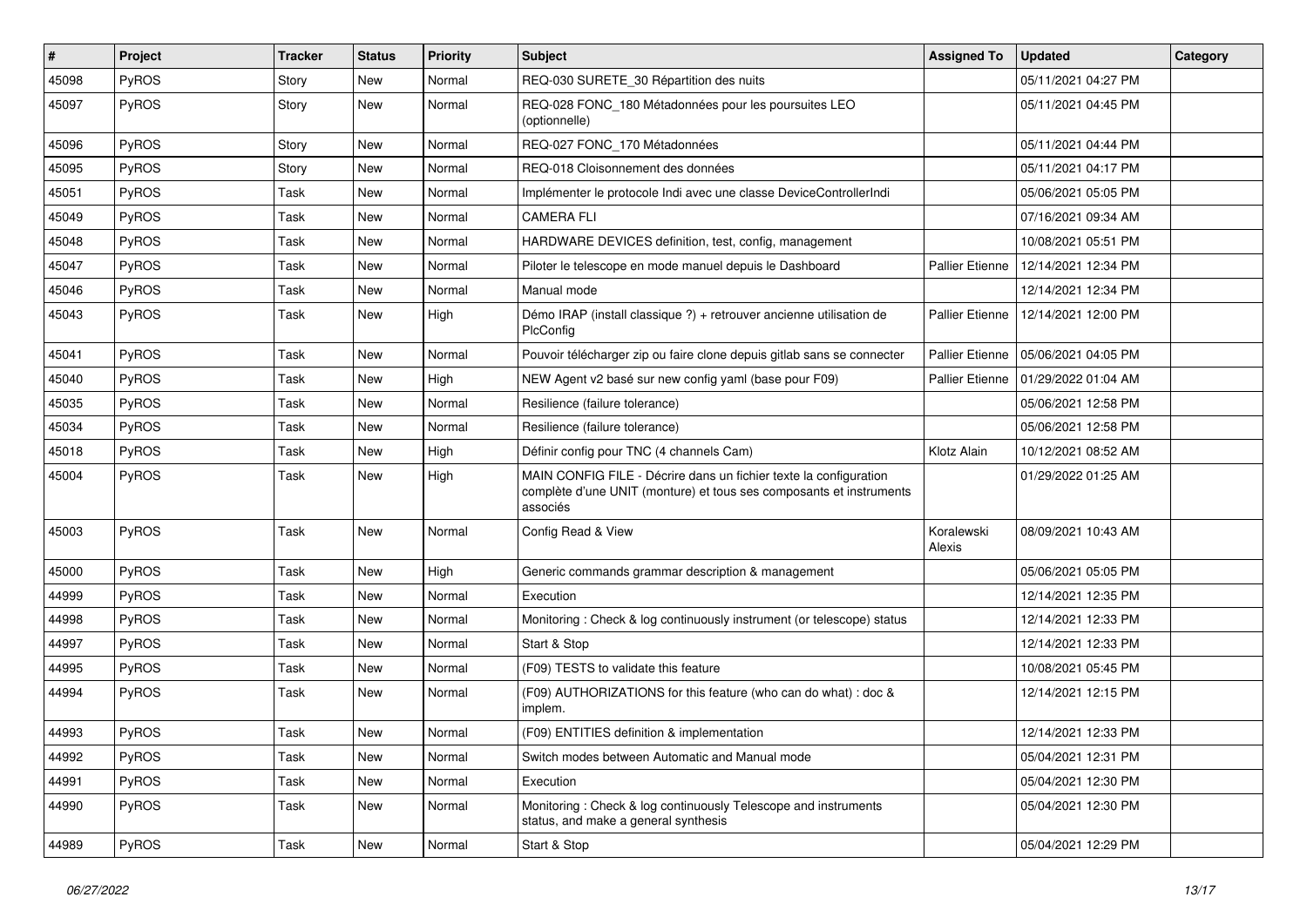| # | Project | Tracker | Status | Priority | Subject | Assigned To | Updated | Category |
|---|---|---|---|---|---|---|---|---|
| 45098 | PyROS | Story | New | Normal | REQ-030 SURETE_30 Répartition des nuits | | 05/11/2021 04:27 PM | |
| 45097 | PyROS | Story | New | Normal | REQ-028 FONC_180 Métadonnées pour les poursuites LEO (optionnelle) | | 05/11/2021 04:45 PM | |
| 45096 | PyROS | Story | New | Normal | REQ-027 FONC_170 Métadonnées | | 05/11/2021 04:44 PM | |
| 45095 | PyROS | Story | New | Normal | REQ-018 Cloisonnement des données | | 05/11/2021 04:17 PM | |
| 45051 | PyROS | Task | New | Normal | Implémenter le protocole Indi avec une classe DeviceControllerIndi | | 05/06/2021 05:05 PM | |
| 45049 | PyROS | Task | New | Normal | CAMERA FLI | | 07/16/2021 09:34 AM | |
| 45048 | PyROS | Task | New | Normal | HARDWARE DEVICES definition, test, config, management | | 10/08/2021 05:51 PM | |
| 45047 | PyROS | Task | New | Normal | Piloter le telescope en mode manuel depuis le Dashboard | Pallier Etienne | 12/14/2021 12:34 PM | |
| 45046 | PyROS | Task | New | Normal | Manual mode | | 12/14/2021 12:34 PM | |
| 45043 | PyROS | Task | New | High | Démo IRAP (install classique ?) + retrouver ancienne utilisation de PlcConfig | Pallier Etienne | 12/14/2021 12:00 PM | |
| 45041 | PyROS | Task | New | Normal | Pouvoir télécharger zip ou faire clone depuis gitlab sans se connecter | Pallier Etienne | 05/06/2021 04:05 PM | |
| 45040 | PyROS | Task | New | High | NEW Agent v2 basé sur new config yaml (base pour F09) | Pallier Etienne | 01/29/2022 01:04 AM | |
| 45035 | PyROS | Task | New | Normal | Resilience (failure tolerance) | | 05/06/2021 12:58 PM | |
| 45034 | PyROS | Task | New | Normal | Resilience (failure tolerance) | | 05/06/2021 12:58 PM | |
| 45018 | PyROS | Task | New | High | Définir config pour TNC (4 channels Cam) | Klotz Alain | 10/12/2021 08:52 AM | |
| 45004 | PyROS | Task | New | High | MAIN CONFIG FILE - Décrire dans un fichier texte la configuration complète d'une UNIT (monture) et tous ses composants et instruments associés | | 01/29/2022 01:25 AM | |
| 45003 | PyROS | Task | New | Normal | Config Read & View | Koralewski Alexis | 08/09/2021 10:43 AM | |
| 45000 | PyROS | Task | New | High | Generic commands grammar description & management | | 05/06/2021 05:05 PM | |
| 44999 | PyROS | Task | New | Normal | Execution | | 12/14/2021 12:35 PM | |
| 44998 | PyROS | Task | New | Normal | Monitoring : Check & log continuously instrument (or telescope) status | | 12/14/2021 12:33 PM | |
| 44997 | PyROS | Task | New | Normal | Start & Stop | | 12/14/2021 12:33 PM | |
| 44995 | PyROS | Task | New | Normal | (F09) TESTS to validate this feature | | 10/08/2021 05:45 PM | |
| 44994 | PyROS | Task | New | Normal | (F09) AUTHORIZATIONS for this feature (who can do what) : doc & implem. | | 12/14/2021 12:15 PM | |
| 44993 | PyROS | Task | New | Normal | (F09) ENTITIES definition & implementation | | 12/14/2021 12:33 PM | |
| 44992 | PyROS | Task | New | Normal | Switch modes between Automatic and Manual mode | | 05/04/2021 12:31 PM | |
| 44991 | PyROS | Task | New | Normal | Execution | | 05/04/2021 12:30 PM | |
| 44990 | PyROS | Task | New | Normal | Monitoring : Check & log continuously Telescope and instruments status, and make a general synthesis | | 05/04/2021 12:30 PM | |
| 44989 | PyROS | Task | New | Normal | Start & Stop | | 05/04/2021 12:29 PM | |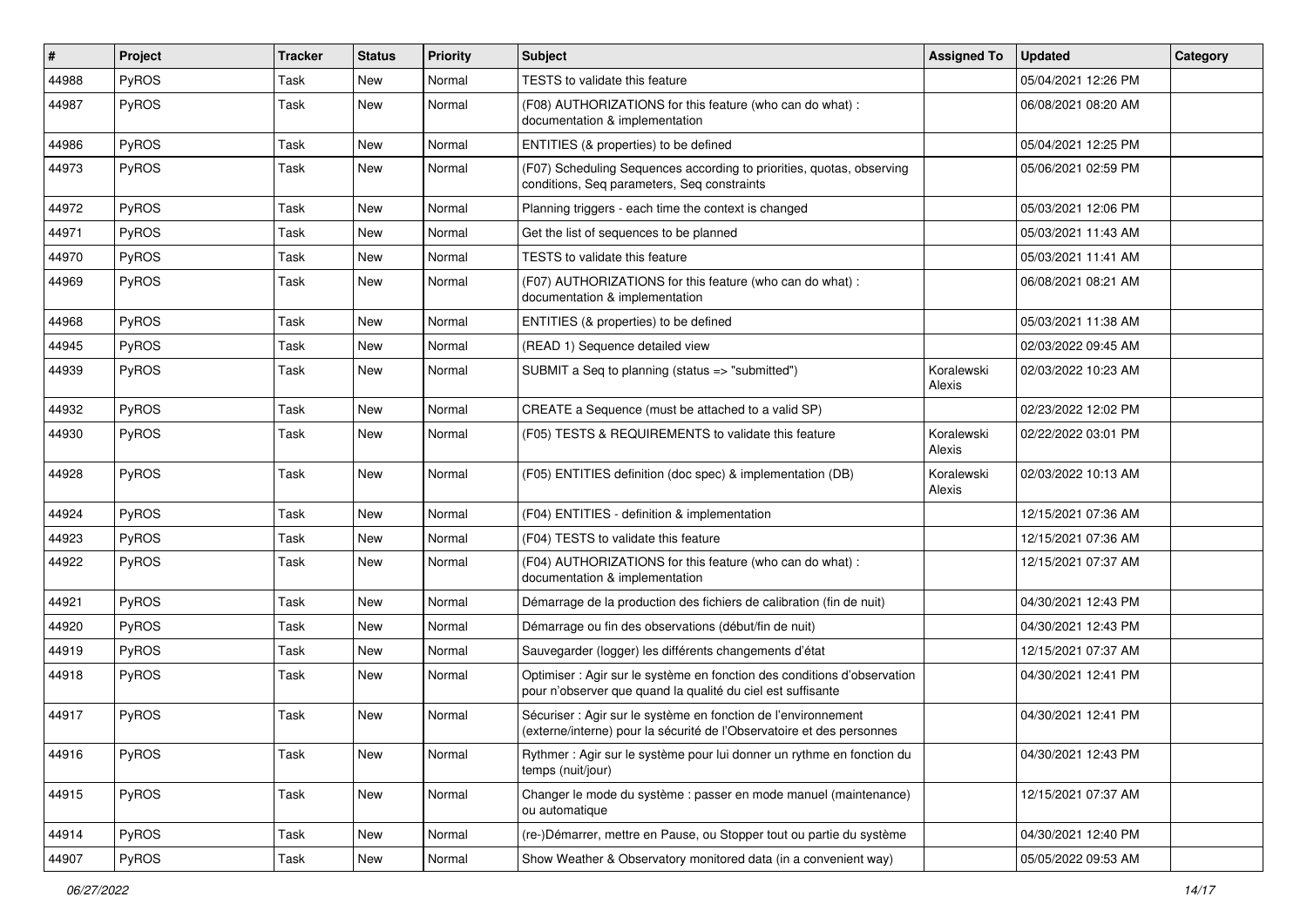| # | Project | Tracker | Status | Priority | Subject | Assigned To | Updated | Category |
|---|---|---|---|---|---|---|---|---|
| 44988 | PyROS | Task | New | Normal | TESTS to validate this feature | | 05/04/2021 12:26 PM | |
| 44987 | PyROS | Task | New | Normal | (F08) AUTHORIZATIONS for this feature (who can do what) : documentation & implementation | | 06/08/2021 08:20 AM | |
| 44986 | PyROS | Task | New | Normal | ENTITIES (& properties) to be defined | | 05/04/2021 12:25 PM | |
| 44973 | PyROS | Task | New | Normal | (F07) Scheduling Sequences according to priorities, quotas, observing conditions, Seq parameters, Seq constraints | | 05/06/2021 02:59 PM | |
| 44972 | PyROS | Task | New | Normal | Planning triggers - each time the context is changed | | 05/03/2021 12:06 PM | |
| 44971 | PyROS | Task | New | Normal | Get the list of sequences to be planned | | 05/03/2021 11:43 AM | |
| 44970 | PyROS | Task | New | Normal | TESTS to validate this feature | | 05/03/2021 11:41 AM | |
| 44969 | PyROS | Task | New | Normal | (F07) AUTHORIZATIONS for this feature (who can do what) : documentation & implementation | | 06/08/2021 08:21 AM | |
| 44968 | PyROS | Task | New | Normal | ENTITIES (& properties) to be defined | | 05/03/2021 11:38 AM | |
| 44945 | PyROS | Task | New | Normal | (READ 1) Sequence detailed view | | 02/03/2022 09:45 AM | |
| 44939 | PyROS | Task | New | Normal | SUBMIT a Seq to planning (status => "submitted") | Koralewski Alexis | 02/03/2022 10:23 AM | |
| 44932 | PyROS | Task | New | Normal | CREATE a Sequence (must be attached to a valid SP) | | 02/23/2022 12:02 PM | |
| 44930 | PyROS | Task | New | Normal | (F05) TESTS & REQUIREMENTS to validate this feature | Koralewski Alexis | 02/22/2022 03:01 PM | |
| 44928 | PyROS | Task | New | Normal | (F05) ENTITIES definition (doc spec) & implementation (DB) | Koralewski Alexis | 02/03/2022 10:13 AM | |
| 44924 | PyROS | Task | New | Normal | (F04) ENTITIES - definition & implementation | | 12/15/2021 07:36 AM | |
| 44923 | PyROS | Task | New | Normal | (F04) TESTS to validate this feature | | 12/15/2021 07:36 AM | |
| 44922 | PyROS | Task | New | Normal | (F04) AUTHORIZATIONS for this feature (who can do what) : documentation & implementation | | 12/15/2021 07:37 AM | |
| 44921 | PyROS | Task | New | Normal | Démarrage de la production des fichiers de calibration (fin de nuit) | | 04/30/2021 12:43 PM | |
| 44920 | PyROS | Task | New | Normal | Démarrage ou fin des observations (début/fin de nuit) | | 04/30/2021 12:43 PM | |
| 44919 | PyROS | Task | New | Normal | Sauvegarder (logger) les différents changements d'état | | 12/15/2021 07:37 AM | |
| 44918 | PyROS | Task | New | Normal | Optimiser : Agir sur le système en fonction des conditions d'observation pour n'observer que quand la qualité du ciel est suffisante | | 04/30/2021 12:41 PM | |
| 44917 | PyROS | Task | New | Normal | Sécuriser : Agir sur le système en fonction de l'environnement (externe/interne) pour la sécurité de l'Observatoire et des personnes | | 04/30/2021 12:41 PM | |
| 44916 | PyROS | Task | New | Normal | Rythmer : Agir sur le système pour lui donner un rythme en fonction du temps (nuit/jour) | | 04/30/2021 12:43 PM | |
| 44915 | PyROS | Task | New | Normal | Changer le mode du système : passer en mode manuel (maintenance) ou automatique | | 12/15/2021 07:37 AM | |
| 44914 | PyROS | Task | New | Normal | (re-)Démarrer, mettre en Pause, ou Stopper tout ou partie du système | | 04/30/2021 12:40 PM | |
| 44907 | PyROS | Task | New | Normal | Show Weather & Observatory monitored data (in a convenient way) | | 05/05/2022 09:53 AM | |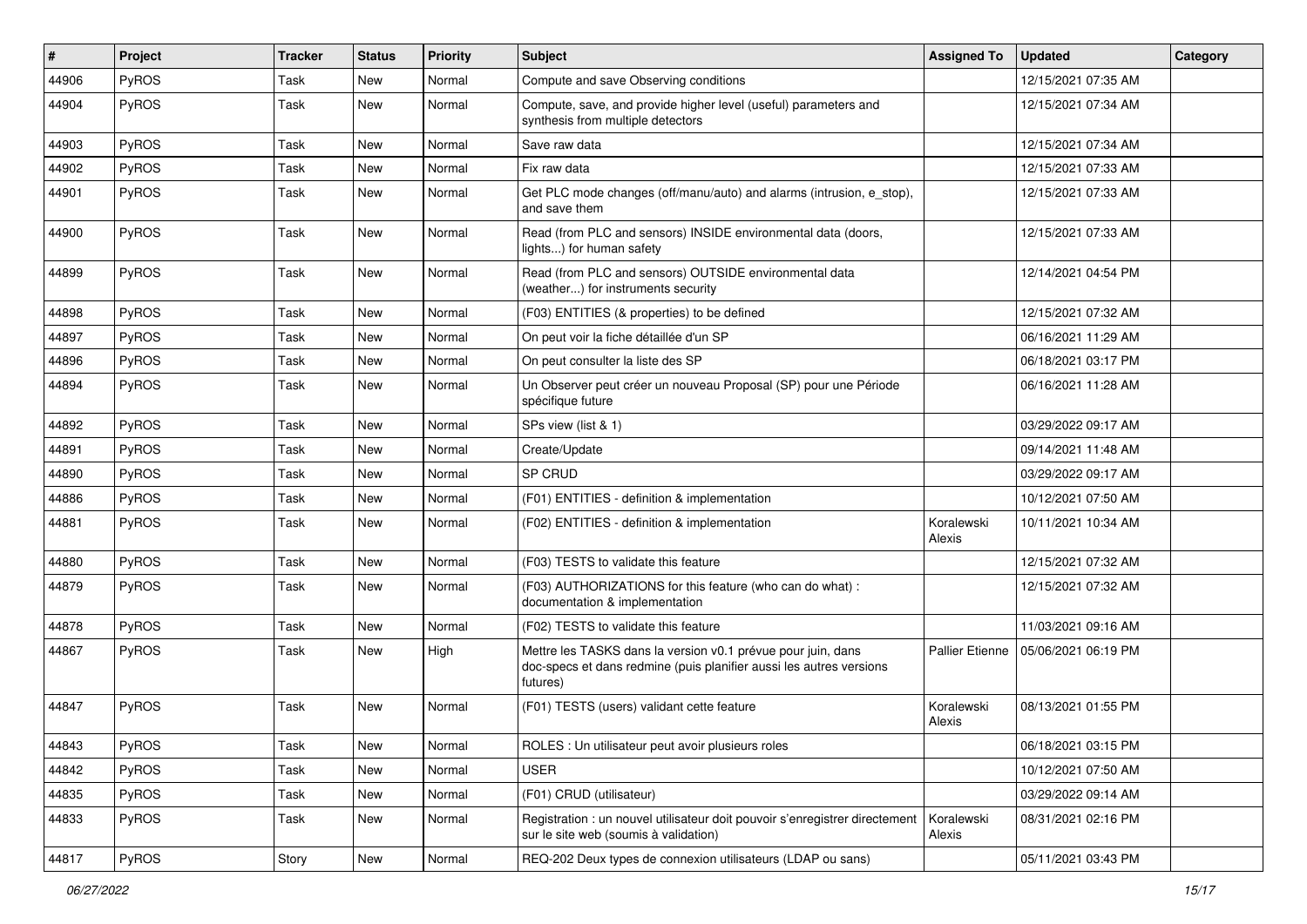| # | Project | Tracker | Status | Priority | Subject | Assigned To | Updated | Category |
|---|---|---|---|---|---|---|---|---|
| 44906 | PyROS | Task | New | Normal | Compute and save Observing conditions | | 12/15/2021 07:35 AM | |
| 44904 | PyROS | Task | New | Normal | Compute, save, and provide higher level (useful) parameters and synthesis from multiple detectors | | 12/15/2021 07:34 AM | |
| 44903 | PyROS | Task | New | Normal | Save raw data | | 12/15/2021 07:34 AM | |
| 44902 | PyROS | Task | New | Normal | Fix raw data | | 12/15/2021 07:33 AM | |
| 44901 | PyROS | Task | New | Normal | Get PLC mode changes (off/manu/auto) and alarms (intrusion, e_stop), and save them | | 12/15/2021 07:33 AM | |
| 44900 | PyROS | Task | New | Normal | Read (from PLC and sensors) INSIDE environmental data (doors, lights...) for human safety | | 12/15/2021 07:33 AM | |
| 44899 | PyROS | Task | New | Normal | Read (from PLC and sensors) OUTSIDE environmental data (weather...) for instruments security | | 12/14/2021 04:54 PM | |
| 44898 | PyROS | Task | New | Normal | (F03) ENTITIES (& properties) to be defined | | 12/15/2021 07:32 AM | |
| 44897 | PyROS | Task | New | Normal | On peut voir la fiche détaillée d'un SP | | 06/16/2021 11:29 AM | |
| 44896 | PyROS | Task | New | Normal | On peut consulter la liste des SP | | 06/18/2021 03:17 PM | |
| 44894 | PyROS | Task | New | Normal | Un Observer peut créer un nouveau Proposal (SP) pour une Période spécifique future | | 06/16/2021 11:28 AM | |
| 44892 | PyROS | Task | New | Normal | SPs view (list & 1) | | 03/29/2022 09:17 AM | |
| 44891 | PyROS | Task | New | Normal | Create/Update | | 09/14/2021 11:48 AM | |
| 44890 | PyROS | Task | New | Normal | SP CRUD | | 03/29/2022 09:17 AM | |
| 44886 | PyROS | Task | New | Normal | (F01) ENTITIES - definition & implementation | | 10/12/2021 07:50 AM | |
| 44881 | PyROS | Task | New | Normal | (F02) ENTITIES - definition & implementation | Koralewski Alexis | 10/11/2021 10:34 AM | |
| 44880 | PyROS | Task | New | Normal | (F03) TESTS to validate this feature | | 12/15/2021 07:32 AM | |
| 44879 | PyROS | Task | New | Normal | (F03) AUTHORIZATIONS for this feature (who can do what) : documentation & implementation | | 12/15/2021 07:32 AM | |
| 44878 | PyROS | Task | New | Normal | (F02) TESTS to validate this feature | | 11/03/2021 09:16 AM | |
| 44867 | PyROS | Task | New | High | Mettre les TASKS dans la version v0.1 prévue pour juin, dans doc-specs et dans redmine (puis planifier aussi les autres versions futures) | Pallier Etienne | 05/06/2021 06:19 PM | |
| 44847 | PyROS | Task | New | Normal | (F01) TESTS (users) validant cette feature | Koralewski Alexis | 08/13/2021 01:55 PM | |
| 44843 | PyROS | Task | New | Normal | ROLES : Un utilisateur peut avoir plusieurs roles | | 06/18/2021 03:15 PM | |
| 44842 | PyROS | Task | New | Normal | USER | | 10/12/2021 07:50 AM | |
| 44835 | PyROS | Task | New | Normal | (F01) CRUD (utilisateur) | | 03/29/2022 09:14 AM | |
| 44833 | PyROS | Task | New | Normal | Registration : un nouvel utilisateur doit pouvoir s'enregistrer directement sur le site web (soumis à validation) | Koralewski Alexis | 08/31/2021 02:16 PM | |
| 44817 | PyROS | Story | New | Normal | REQ-202 Deux types de connexion utilisateurs (LDAP ou sans) | | 05/11/2021 03:43 PM | |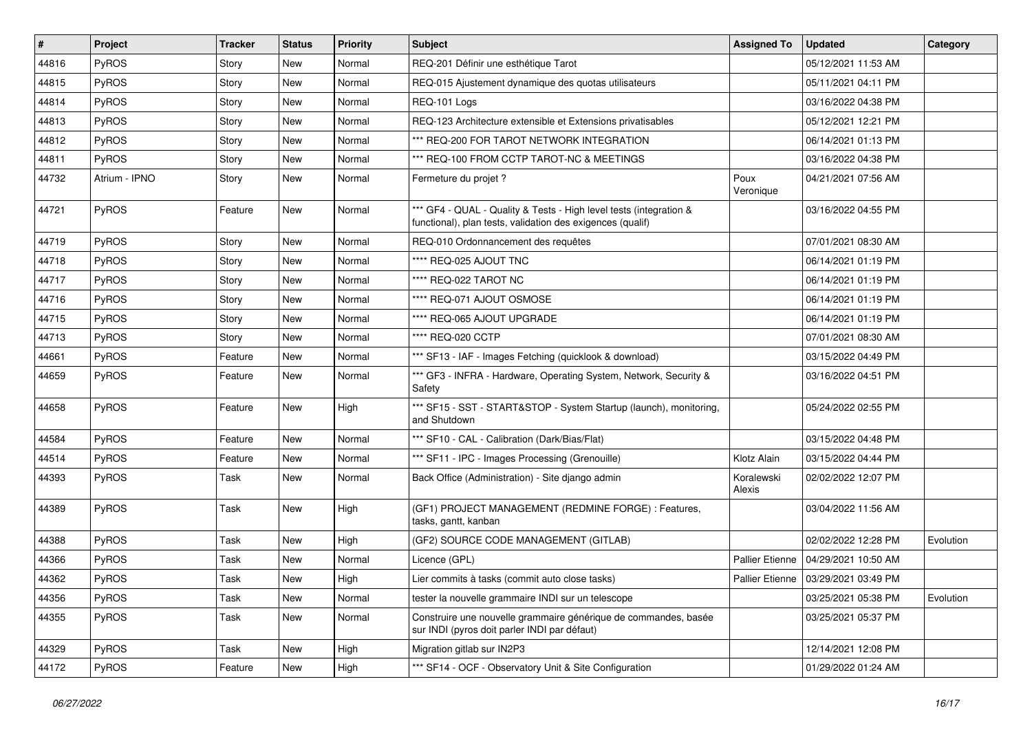| # | Project | Tracker | Status | Priority | Subject | Assigned To | Updated | Category |
|---|---|---|---|---|---|---|---|---|
| 44816 | PyROS | Story | New | Normal | REQ-201 Définir une esthétique Tarot | | 05/12/2021 11:53 AM | |
| 44815 | PyROS | Story | New | Normal | REQ-015 Ajustement dynamique des quotas utilisateurs | | 05/11/2021 04:11 PM | |
| 44814 | PyROS | Story | New | Normal | REQ-101 Logs | | 03/16/2022 04:38 PM | |
| 44813 | PyROS | Story | New | Normal | REQ-123 Architecture extensible et Extensions privatisables | | 05/12/2021 12:21 PM | |
| 44812 | PyROS | Story | New | Normal | *** REQ-200 FOR TAROT NETWORK INTEGRATION | | 06/14/2021 01:13 PM | |
| 44811 | PyROS | Story | New | Normal | *** REQ-100 FROM CCTP TAROT-NC & MEETINGS | | 03/16/2022 04:38 PM | |
| 44732 | Atrium - IPNO | Story | New | Normal | Fermeture du projet ? | Poux Veronique | 04/21/2021 07:56 AM | |
| 44721 | PyROS | Feature | New | Normal | *** GF4 - QUAL - Quality & Tests - High level tests (integration & functional), plan tests, validation des exigences (qualif) | | 03/16/2022 04:55 PM | |
| 44719 | PyROS | Story | New | Normal | REQ-010 Ordonnancement des requêtes | | 07/01/2021 08:30 AM | |
| 44718 | PyROS | Story | New | Normal | **** REQ-025 AJOUT TNC | | 06/14/2021 01:19 PM | |
| 44717 | PyROS | Story | New | Normal | **** REQ-022 TAROT NC | | 06/14/2021 01:19 PM | |
| 44716 | PyROS | Story | New | Normal | **** REQ-071 AJOUT OSMOSE | | 06/14/2021 01:19 PM | |
| 44715 | PyROS | Story | New | Normal | **** REQ-065 AJOUT UPGRADE | | 06/14/2021 01:19 PM | |
| 44713 | PyROS | Story | New | Normal | **** REQ-020 CCTP | | 07/01/2021 08:30 AM | |
| 44661 | PyROS | Feature | New | Normal | *** SF13 - IAF - Images Fetching (quicklook & download) | | 03/15/2022 04:49 PM | |
| 44659 | PyROS | Feature | New | Normal | *** GF3 - INFRA - Hardware, Operating System, Network, Security & Safety | | 03/16/2022 04:51 PM | |
| 44658 | PyROS | Feature | New | High | *** SF15 - SST - START&STOP - System Startup (launch), monitoring, and Shutdown | | 05/24/2022 02:55 PM | |
| 44584 | PyROS | Feature | New | Normal | *** SF10 - CAL - Calibration (Dark/Bias/Flat) | | 03/15/2022 04:48 PM | |
| 44514 | PyROS | Feature | New | Normal | *** SF11 - IPC - Images Processing (Grenouille) | Klotz Alain | 03/15/2022 04:44 PM | |
| 44393 | PyROS | Task | New | Normal | Back Office (Administration) - Site django admin | Koralewski Alexis | 02/02/2022 12:07 PM | |
| 44389 | PyROS | Task | New | High | (GF1) PROJECT MANAGEMENT (REDMINE FORGE) : Features, tasks, gantt, kanban | | 03/04/2022 11:56 AM | |
| 44388 | PyROS | Task | New | High | (GF2) SOURCE CODE MANAGEMENT (GITLAB) | | 02/02/2022 12:28 PM | Evolution |
| 44366 | PyROS | Task | New | Normal | Licence (GPL) | Pallier Etienne | 04/29/2021 10:50 AM | |
| 44362 | PyROS | Task | New | High | Lier commits à tasks (commit auto close tasks) | Pallier Etienne | 03/29/2021 03:49 PM | |
| 44356 | PyROS | Task | New | Normal | tester la nouvelle grammaire INDI sur un telescope | | 03/25/2021 05:38 PM | Evolution |
| 44355 | PyROS | Task | New | Normal | Construire une nouvelle grammaire générique de commandes, basée sur INDI (pyros doit parler INDI par défaut) | | 03/25/2021 05:37 PM | |
| 44329 | PyROS | Task | New | High | Migration gitlab sur IN2P3 | | 12/14/2021 12:08 PM | |
| 44172 | PyROS | Feature | New | High | *** SF14 - OCF - Observatory Unit & Site Configuration | | 01/29/2022 01:24 AM | |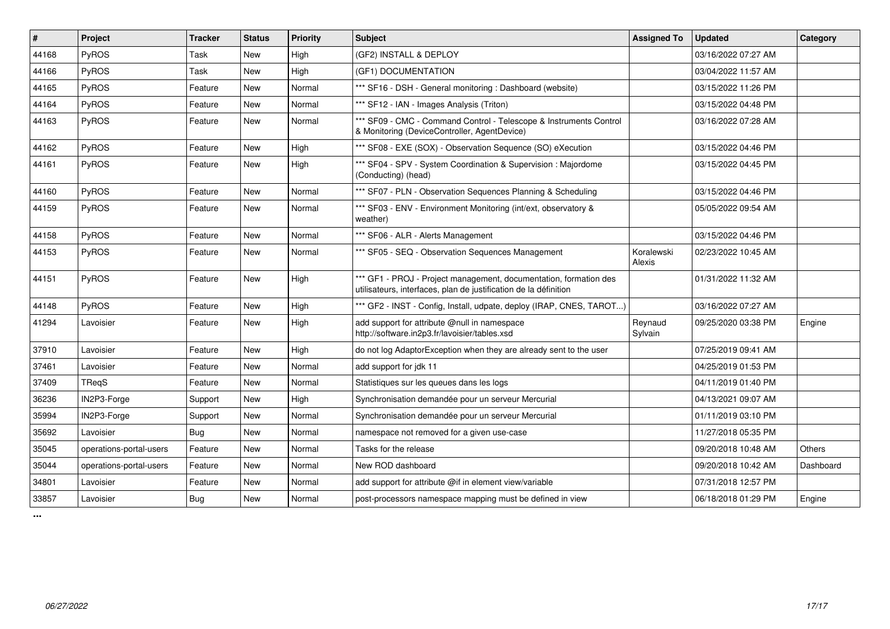| # | Project | Tracker | Status | Priority | Subject | Assigned To | Updated | Category |
|---|---|---|---|---|---|---|---|---|
| 44168 | PyROS | Task | New | High | (GF2) INSTALL & DEPLOY | | 03/16/2022 07:27 AM | |
| 44166 | PyROS | Task | New | High | (GF1) DOCUMENTATION | | 03/04/2022 11:57 AM | |
| 44165 | PyROS | Feature | New | Normal | *** SF16 - DSH - General monitoring : Dashboard (website) | | 03/15/2022 11:26 PM | |
| 44164 | PyROS | Feature | New | Normal | *** SF12 - IAN - Images Analysis (Triton) | | 03/15/2022 04:48 PM | |
| 44163 | PyROS | Feature | New | Normal | *** SF09 - CMC - Command Control - Telescope & Instruments Control & Monitoring (DeviceController, AgentDevice) | | 03/16/2022 07:28 AM | |
| 44162 | PyROS | Feature | New | High | *** SF08 - EXE (SOX) - Observation Sequence (SO) eXecution | | 03/15/2022 04:46 PM | |
| 44161 | PyROS | Feature | New | High | *** SF04 - SPV - System Coordination & Supervision : Majordome (Conducting) (head) | | 03/15/2022 04:45 PM | |
| 44160 | PyROS | Feature | New | Normal | *** SF07 - PLN - Observation Sequences Planning & Scheduling | | 03/15/2022 04:46 PM | |
| 44159 | PyROS | Feature | New | Normal | *** SF03 - ENV - Environment Monitoring (int/ext, observatory & weather) | | 05/05/2022 09:54 AM | |
| 44158 | PyROS | Feature | New | Normal | *** SF06 - ALR - Alerts Management | | 03/15/2022 04:46 PM | |
| 44153 | PyROS | Feature | New | Normal | *** SF05 - SEQ - Observation Sequences Management | Koralewski Alexis | 02/23/2022 10:45 AM | |
| 44151 | PyROS | Feature | New | High | *** GF1 - PROJ - Project management, documentation, formation des utilisateurs, interfaces, plan de justification de la définition | | 01/31/2022 11:32 AM | |
| 44148 | PyROS | Feature | New | High | *** GF2 - INST - Config, Install, udpate, deploy (IRAP, CNES, TAROT...) | | 03/16/2022 07:27 AM | |
| 41294 | Lavoisier | Feature | New | High | add support for attribute @null in namespace http://software.in2p3.fr/lavoisier/tables.xsd | Reynaud Sylvain | 09/25/2020 03:38 PM | Engine |
| 37910 | Lavoisier | Feature | New | High | do not log AdaptorException when they are already sent to the user | | 07/25/2019 09:41 AM | |
| 37461 | Lavoisier | Feature | New | Normal | add support for jdk 11 | | 04/25/2019 01:53 PM | |
| 37409 | TReqS | Feature | New | Normal | Statistiques sur les queues dans les logs | | 04/11/2019 01:40 PM | |
| 36236 | IN2P3-Forge | Support | New | High | Synchronisation demandée pour un serveur Mercurial | | 04/13/2021 09:07 AM | |
| 35994 | IN2P3-Forge | Support | New | Normal | Synchronisation demandée pour un serveur Mercurial | | 01/11/2019 03:10 PM | |
| 35692 | Lavoisier | Bug | New | Normal | namespace not removed for a given use-case | | 11/27/2018 05:35 PM | |
| 35045 | operations-portal-users | Feature | New | Normal | Tasks for the release | | 09/20/2018 10:48 AM | Others |
| 35044 | operations-portal-users | Feature | New | Normal | New ROD dashboard | | 09/20/2018 10:42 AM | Dashboard |
| 34801 | Lavoisier | Feature | New | Normal | add support for attribute @if in element view/variable | | 07/31/2018 12:57 PM | |
| 33857 | Lavoisier | Bug | New | Normal | post-processors namespace mapping must be defined in view | | 06/18/2018 01:29 PM | Engine |

...